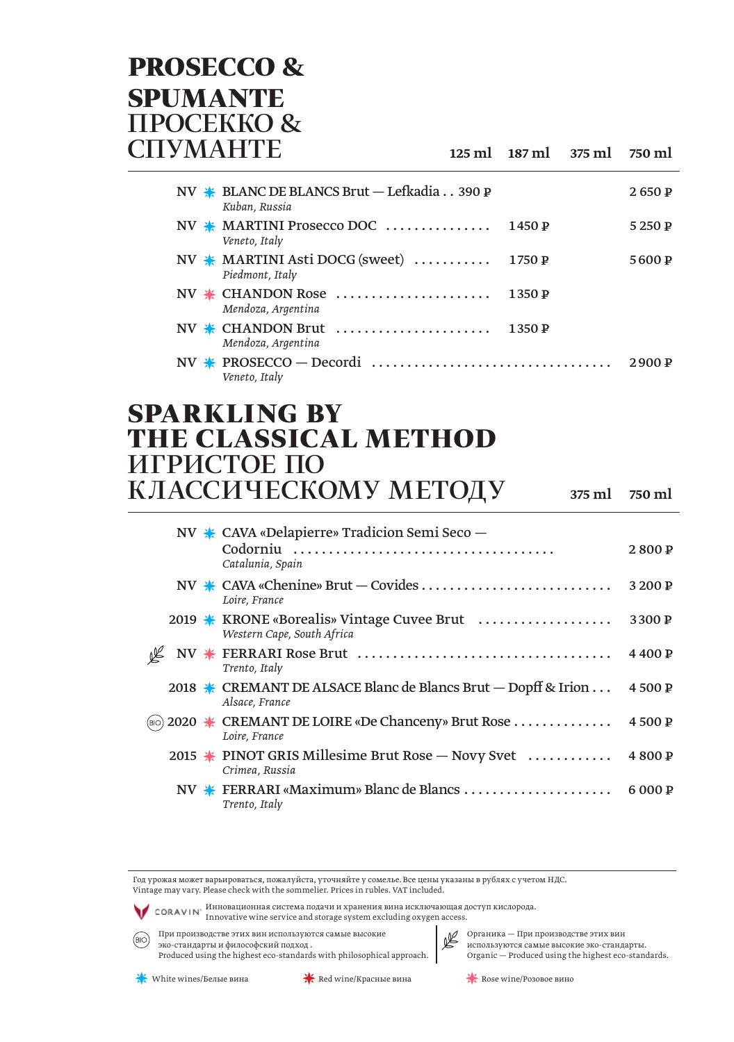# PROSECCO & SPUMANTE
# ПРОСЕККО & СПУМАНТЕ

| | | Wine | 125 ml | 187 ml | 375 ml | 750 ml |
|---|---|---|---|---|---|---|
| NV | ✱ | BLANC DE BLANCS Brut — Lefkadia<br>*Kuban, Russia* | 390 ₽ | | | 2 650 ₽ |
| NV | ✱ | MARTINI Prosecco DOC<br>*Veneto, Italy* | | 1450 ₽ | | 5 250 ₽ |
| NV | ✱ | MARTINI Asti DOCG (sweet)<br>*Piedmont, Italy* | | 1750 ₽ | | 5600 ₽ |
| NV | ✱ | CHANDON Rose<br>*Mendoza, Argentina* | | 1350 ₽ | | |
| NV | ✱ | CHANDON Brut<br>*Mendoza, Argentina* | | 1350 ₽ | | |
| NV | ✱ | PROSECCO — Decordi<br>*Veneto, Italy* | | | | 2900 ₽ |

# SPARKLING BY THE CLASSICAL METHOD
# ИГРИСТОЕ ПО КЛАССИЧЕСКОМУ МЕТОДУ

| | | | Wine | 375 ml | 750 ml |
|---|---|---|---|---|---|
| | NV | ✱ | CAVA «Delapierre» Tradicion Semi Seco — Codorniu<br>*Catalunia, Spain* | | 2 800 ₽ |
| | NV | ✱ | CAVA «Chenine» Brut — Covides<br>*Loire, France* | | 3 200 ₽ |
| | 2019 | ✱ | KRONE «Borealis» Vintage Cuvee Brut<br>*Western Cape, South Africa* | | 3300 ₽ |
| Organic | NV | ✱ | FERRARI Rose Brut<br>*Trento, Italy* | | 4 400 ₽ |
| | 2018 | ✱ | CREMANT DE ALSACE Blanc de Blancs Brut — Dopff & Irion<br>*Alsace, France* | | 4 500 ₽ |
| BIO | 2020 | ✱ | CREMANT DE LOIRE «De Chanceny» Brut Rose<br>*Loire, France* | | 4 500 ₽ |
| | 2015 | ✱ | PINOT GRIS Millesime Brut Rose — Novy Svet<br>*Crimea, Russia* | | 4 800 ₽ |
| | NV | ✱ | FERRARI «Maximum» Blanc de Blancs<br>*Trento, Italy* | | 6 000 ₽ |

Год урожая может варьироваться, пожалуйста, уточняйте у сомелье. Все цены указаны в рублях с учетом НДС.
Vintage may vary. Please check with the sommelier. Prices in rubles. VAT included.

CORAVIN — Инновационная система подачи и хранения вина исключающая доступ кислорода.
Innovative wine service and storage system excluding oxygen access.

BIO — При производстве этих вин используются самые высокие эко-стандарты и философский подход.
Produced using the highest eco-standards with philosophical approach.

Органика — При производстве этих вин используются самые высокие эко-стандарты.
Organic — Produced using the highest eco-standards.

✱ White wines/Белые вина ✱ Red wine/Красные вина ✱ Rose wine/Розовое вино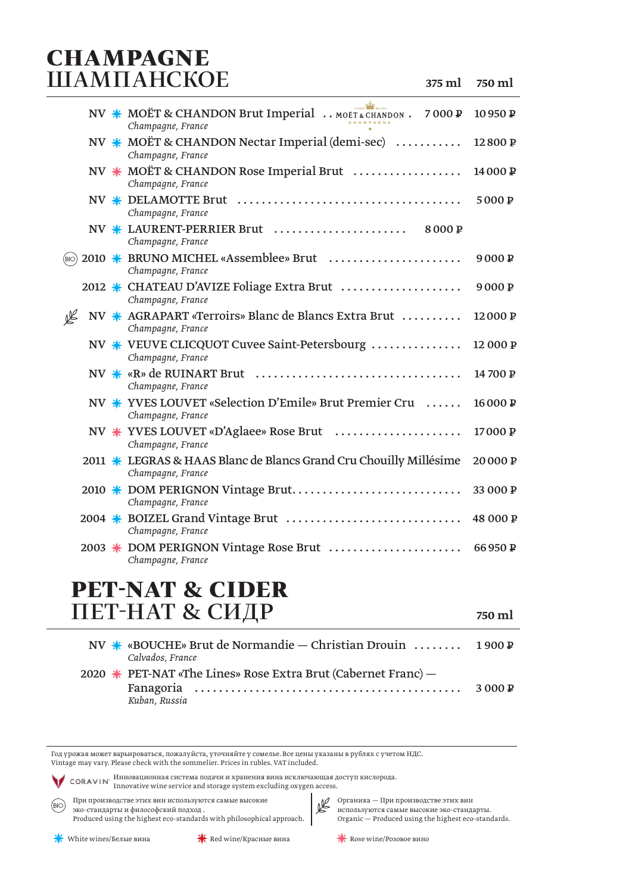# CHAMPAGNE
# ШАМПАНСКОЕ

| | | Wine | 375 ml | 750 ml |
|---|---|---|---|---|
| NV | ✱ | MOËT & CHANDON Brut Imperial<br>*Champagne, France* | 7 000 ₽ | 10 950 ₽ |
| NV | ✱ | MOËT & CHANDON Nectar Imperial (demi-sec)<br>*Champagne, France* | | 12 800 ₽ |
| NV | ✱ | MOËT & CHANDON Rose Imperial Brut<br>*Champagne, France* | | 14 000 ₽ |
| NV | ✱ | DELAMOTTE Brut<br>*Champagne, France* | | 5 000 ₽ |
| NV | ✱ | LAURENT-PERRIER Brut<br>*Champagne, France* | 8 000 ₽ | |
| (BIO) 2010 | ✱ | BRUNO MICHEL «Assemblee» Brut<br>*Champagne, France* | | 9 000 ₽ |
| 2012 | ✱ | CHATEAU D'AVIZE Foliage Extra Brut<br>*Champagne, France* | | 9 000 ₽ |
| NV | ✱ | AGRAPART «Terroirs» Blanc de Blancs Extra Brut<br>*Champagne, France* | | 12 000 ₽ |
| NV | ✱ | VEUVE CLICQUOT Cuvee Saint-Petersbourg<br>*Champagne, France* | | 12 000 ₽ |
| NV | ✱ | «R» de RUINART Brut<br>*Champagne, France* | | 14 700 ₽ |
| NV | ✱ | YVES LOUVET «Selection D'Emile» Brut Premier Cru<br>*Champagne, France* | | 16 000 ₽ |
| NV | ✱ | YVES LOUVET «D'Aglaee» Rose Brut<br>*Champagne, France* | | 17 000 ₽ |
| 2011 | ✱ | LEGRAS & HAAS Blanc de Blancs Grand Cru Chouilly Millésime<br>*Champagne, France* | | 20 000 ₽ |
| 2010 | ✱ | DOM PERIGNON Vintage Brut<br>*Champagne, France* | | 33 000 ₽ |
| 2004 | ✱ | BOIZEL Grand Vintage Brut<br>*Champagne, France* | | 48 000 ₽ |
| 2003 | ✱ | DOM PERIGNON Vintage Rose Brut<br>*Champagne, France* | | 66 950 ₽ |

# PET-NAT & CIDER
# ПЕТ-НАТ & СИДР

| | | Wine | 750 ml |
|---|---|---|---|
| NV | ✱ | «BOUCHE» Brut de Normandie — Christian Drouin<br>*Calvados, France* | 1 900 ₽ |
| 2020 | ✱ | PET-NAT «The Lines» Rose Extra Brut (Cabernet Franc) — Fanagoria<br>*Kuban, Russia* | 3 000 ₽ |

Год урожая может варьироваться, пожалуйста, уточняйте у сомелье. Все цены указаны в рублях с учетом НДС.
Vintage may vary. Please check with the sommelier. Prices in rubles. VAT included.

CORAVIN — Инновационная система подачи и хранения вина исключающая доступ кислорода.
Innovative wine service and storage system excluding oxygen access.

(BIO) При производстве этих вин используются самые высокие эко-стандарты и философский подход.
Produced using the highest eco-standards with philosophical approach.

Органика — При производстве этих вин используются самые высокие эко-стандарты.
Organic — Produced using the highest eco-standards.

✱ White wines/Белые вина ✱ Red wine/Красные вина ✱ Rose wine/Розовое вино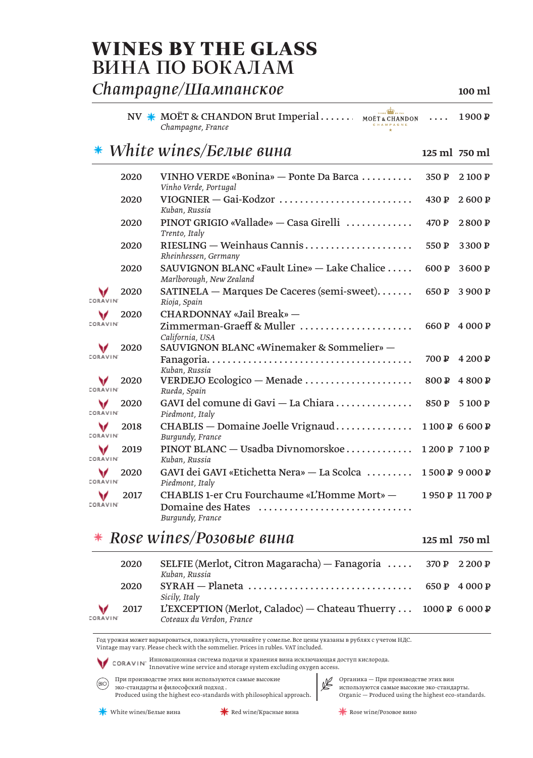# WINES BY THE GLASS
# ВИНА ПО БОКАЛАМ

## Champagne/Шампанское

| | | 100 ml |
|---|---|---|
| NV ✱ | MOËT & CHANDON Brut Imperial<br>*Champagne, France* | 1 900 ₽ |

## ✱ White wines/Белые вина

| | | | 125 ml | 750 ml |
|---|---|---|---|---|
| | 2020 | VINHO VERDE «Bonina» — Ponte Da Barca<br>*Vinho Verde, Portugal* | 350 ₽ | 2 100 ₽ |
| | 2020 | VIOGNIER — Gai-Kodzor<br>*Kuban, Russia* | 430 ₽ | 2 600 ₽ |
| | 2020 | PINOT GRIGIO «Vallade» — Casa Girelli<br>*Trento, Italy* | 470 ₽ | 2 800 ₽ |
| | 2020 | RIESLING — Weinhaus Cannis<br>*Rheinhessen, Germany* | 550 ₽ | 3 300 ₽ |
| | 2020 | SAUVIGNON BLANC «Fault Line» — Lake Chalice<br>*Marlborough, New Zealand* | 600 ₽ | 3 600 ₽ |
| CORAVIN | 2020 | SATINELA — Marques De Caceres (semi-sweet)<br>*Rioja, Spain* | 650 ₽ | 3 900 ₽ |
| CORAVIN | 2020 | CHARDONNAY «Jail Break» — Zimmerman-Graeff & Muller<br>*California, USA* | 660 ₽ | 4 000 ₽ |
| CORAVIN | 2020 | SAUVIGNON BLANC «Winemaker & Sommelier» — Fanagoria<br>*Kuban, Russia* | 700 ₽ | 4 200 ₽ |
| CORAVIN | 2020 | VERDEJO Ecologico — Menade<br>*Rueda, Spain* | 800 ₽ | 4 800 ₽ |
| CORAVIN | 2020 | GAVI del comune di Gavi — La Chiara<br>*Piedmont, Italy* | 850 ₽ | 5 100 ₽ |
| CORAVIN | 2018 | CHABLIS — Domaine Joelle Vrignaud<br>*Burgundy, France* | 1 100 ₽ | 6 600 ₽ |
| CORAVIN | 2019 | PINOT BLANC — Usadba Divnomorskoe<br>*Kuban, Russia* | 1 200 ₽ | 7 100 ₽ |
| CORAVIN | 2020 | GAVI dei GAVI «Etichetta Nera» — La Scolca<br>*Piedmont, Italy* | 1 500 ₽ | 9 000 ₽ |
| CORAVIN | 2017 | CHABLIS 1-er Cru Fourchaume «L'Homme Mort» — Domaine des Hates<br>*Burgundy, France* | 1 950 ₽ | 11 700 ₽ |

## ✱ Rose wines/Розовые вина

| | | | 125 ml | 750 ml |
|---|---|---|---|---|
| | 2020 | SELFIE (Merlot, Citron Magaracha) — Fanagoria<br>*Kuban, Russia* | 370 ₽ | 2 200 ₽ |
| | 2020 | SYRAH — Planeta<br>*Sicily, Italy* | 650 ₽ | 4 000 ₽ |
| CORAVIN | 2017 | L'EXCEPTION (Merlot, Caladoc) — Chateau Thuerry<br>*Coteaux du Verdon, France* | 1000 ₽ | 6 000 ₽ |

Год урожая может варьироваться, пожалуйста, уточняйте у сомелье. Все цены указаны в рублях с учетом НДС.
Vintage may vary. Please check with the sommelier. Prices in rubles. VAT included.

CORAVIN — Инновационная система подачи и хранения вина исключающая доступ кислорода.
Innovative wine service and storage system excluding oxygen access.

BIO — При производстве этих вин используются самые высокие эко-стандарты и философский подход.
Produced using the highest eco-standards with philosophical approach.

Органика — При производстве этих вин используются самые высокие эко-стандарты.
Organic — Produced using the highest eco-standards.

✱ White wines/Белые вина ✱ Red wine/Красные вина ✱ Rose wine/Розовое вино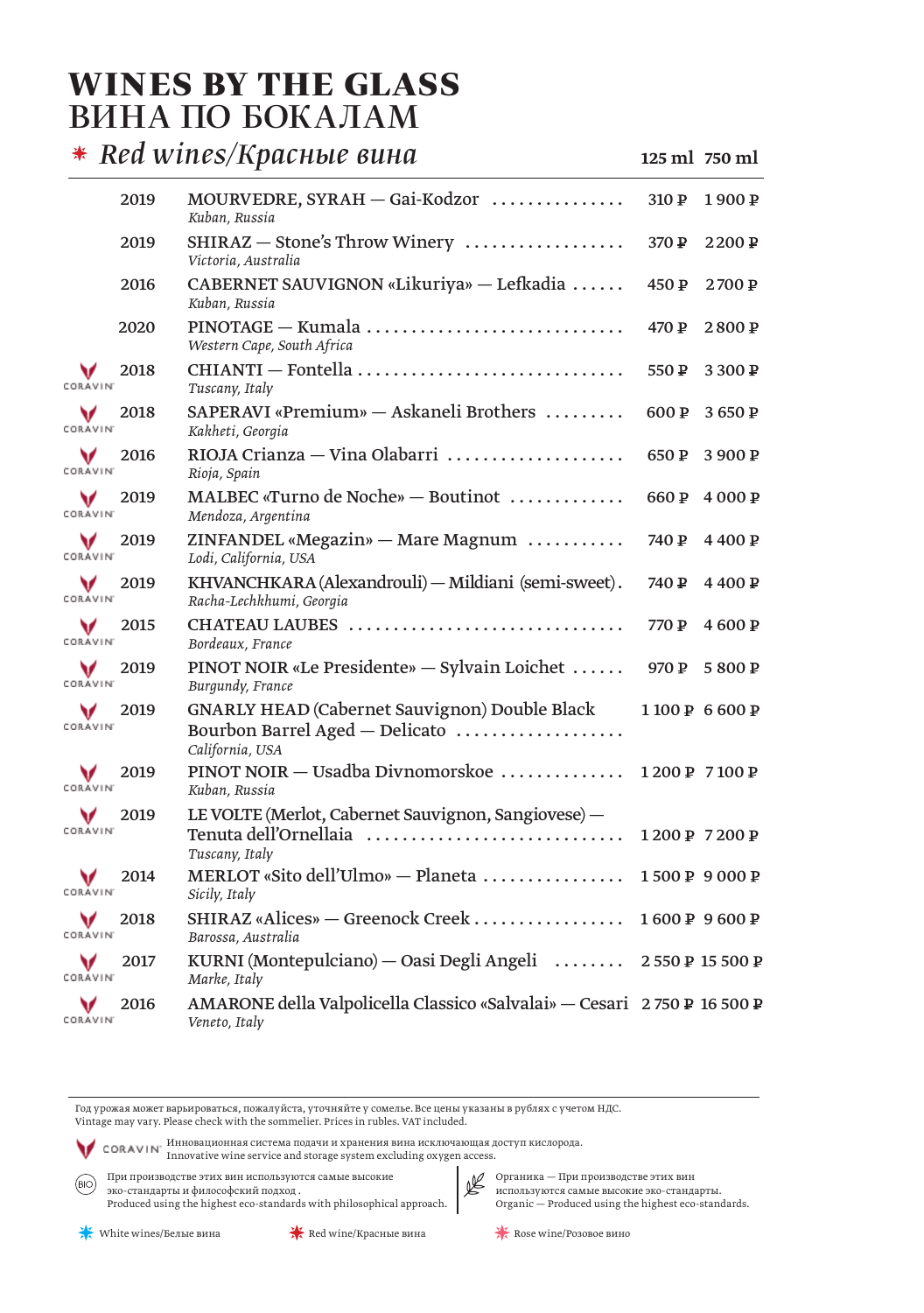# WINES BY THE GLASS
# ВИНА ПО БОКАЛАМ

## * *Red wines/Красные вина*

| | Vintage | Wine | 125 ml | 750 ml |
|---|---|---|---|---|
| | 2019 | MOURVEDRE, SYRAH — Gai-Kodzor<br>*Kuban, Russia* | 310 ₽ | 1 900 ₽ |
| | 2019 | SHIRAZ — Stone's Throw Winery<br>*Victoria, Australia* | 370 ₽ | 2 200 ₽ |
| | 2016 | CABERNET SAUVIGNON «Likuriya» — Lefkadia<br>*Kuban, Russia* | 450 ₽ | 2 700 ₽ |
| | 2020 | PINOTAGE — Kumala<br>*Western Cape, South Africa* | 470 ₽ | 2 800 ₽ |
| CORAVIN | 2018 | CHIANTI — Fontella<br>*Tuscany, Italy* | 550 ₽ | 3 300 ₽ |
| CORAVIN | 2018 | SAPERAVI «Premium» — Askaneli Brothers<br>*Kakheti, Georgia* | 600 ₽ | 3 650 ₽ |
| CORAVIN | 2016 | RIOJA Crianza — Vina Olabarri<br>*Rioja, Spain* | 650 ₽ | 3 900 ₽ |
| CORAVIN | 2019 | MALBEC «Turno de Noche» — Boutinot<br>*Mendoza, Argentina* | 660 ₽ | 4 000 ₽ |
| CORAVIN | 2019 | ZINFANDEL «Megazin» — Mare Magnum<br>*Lodi, California, USA* | 740 ₽ | 4 400 ₽ |
| CORAVIN | 2019 | KHVANCHKARA (Alexandrouli) — Mildiani (semi-sweet)<br>*Racha-Lechkhumi, Georgia* | 740 ₽ | 4 400 ₽ |
| CORAVIN | 2015 | CHATEAU LAUBES<br>*Bordeaux, France* | 770 ₽ | 4 600 ₽ |
| CORAVIN | 2019 | PINOT NOIR «Le Presidente» — Sylvain Loichet<br>*Burgundy, France* | 970 ₽ | 5 800 ₽ |
| CORAVIN | 2019 | GNARLY HEAD (Cabernet Sauvignon) Double Black Bourbon Barrel Aged — Delicato<br>*California, USA* | 1 100 ₽ | 6 600 ₽ |
| CORAVIN | 2019 | PINOT NOIR — Usadba Divnomorskoe<br>*Kuban, Russia* | 1 200 ₽ | 7 100 ₽ |
| CORAVIN | 2019 | LE VOLTE (Merlot, Cabernet Sauvignon, Sangiovese) — Tenuta dell'Ornellaia<br>*Tuscany, Italy* | 1 200 ₽ | 7 200 ₽ |
| CORAVIN | 2014 | MERLOT «Sito dell'Ulmo» — Planeta<br>*Sicily, Italy* | 1 500 ₽ | 9 000 ₽ |
| CORAVIN | 2018 | SHIRAZ «Alices» — Greenock Creek<br>*Barossa, Australia* | 1 600 ₽ | 9 600 ₽ |
| CORAVIN | 2017 | KURNI (Montepulciano) — Oasi Degli Angeli<br>*Marke, Italy* | 2 550 ₽ | 15 500 ₽ |
| CORAVIN | 2016 | AMARONE della Valpolicella Classico «Salvalai» — Cesari<br>*Veneto, Italy* | 2 750 ₽ | 16 500 ₽ |

Год урожая может варьироваться, пожалуйста, уточняйте у сомелье. Все цены указаны в рублях с учетом НДС.
Vintage may vary. Please check with the sommelier. Prices in rubles. VAT included.

CORAVIN — Инновационная система подачи и хранения вина исключающая доступ кислорода.
Innovative wine service and storage system excluding oxygen access.

BIO — При производстве этих вин используются самые высокие эко-стандарты и философский подход.
Produced using the highest eco-standards with philosophical approach.

Органика — При производстве этих вин используются самые высокие эко-стандарты.
Organic — Produced using the highest eco-standards.

* White wines/Белые вина
* Red wine/Красные вина
* Rose wine/Розовое вино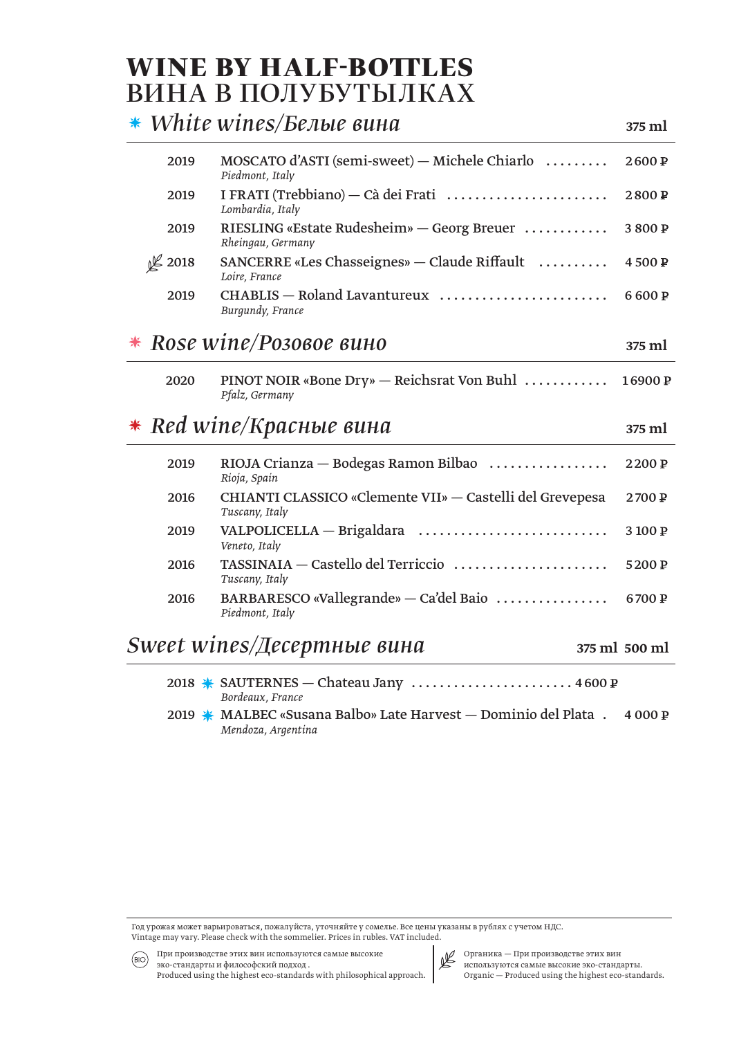# WINE BY HALF-BOTTLES
# ВИНА В ПОЛУБУТЫЛКАХ

## White wines/Белые вина

| Year | Wine | 375 ml |
|---|---|---|
| 2019 | MOSCATO d'ASTI (semi-sweet) — Michele Chiarlo<br>*Piedmont, Italy* | 2 600 ₽ |
| 2019 | I FRATI (Trebbiano) — Cà dei Frati<br>*Lombardia, Italy* | 2 800 ₽ |
| 2019 | RIESLING «Estate Rudesheim» — Georg Breuer<br>*Rheingau, Germany* | 3 800 ₽ |
| 2018 | SANCERRE «Les Chasseignes» — Claude Riffault<br>*Loire, France* | 4 500 ₽ |
| 2019 | CHABLIS — Roland Lavantureux<br>*Burgundy, France* | 6 600 ₽ |

## Rose wine/Розовое вино

| Year | Wine | 375 ml |
|---|---|---|
| 2020 | PINOT NOIR «Bone Dry» — Reichsrat Von Buhl<br>*Pfalz, Germany* | 16900 ₽ |

## Red wine/Красные вина

| Year | Wine | 375 ml |
|---|---|---|
| 2019 | RIOJA Crianza — Bodegas Ramon Bilbao<br>*Rioja, Spain* | 2 200 ₽ |
| 2016 | CHIANTI CLASSICO «Clemente VII» — Castelli del Grevepesa<br>*Tuscany, Italy* | 2 700 ₽ |
| 2019 | VALPOLICELLA — Brigaldara<br>*Veneto, Italy* | 3 100 ₽ |
| 2016 | TASSINAIA — Castello del Terriccio<br>*Tuscany, Italy* | 5 200 ₽ |
| 2016 | BARBARESCO «Vallegrande» — Ca'del Baio<br>*Piedmont, Italy* | 6 700 ₽ |

## Sweet wines/Десертные вина

| Year | Wine | 375 ml | 500 ml |
|---|---|---|---|
| 2018 | SAUTERNES — Chateau Jany<br>*Bordeaux, France* | 4 600 ₽ | |
| 2019 | MALBEC «Susana Balbo» Late Harvest — Dominio del Plata<br>*Mendoza, Argentina* | | 4 000 ₽ |

Год урожая может варьироваться, пожалуйста, уточняйте у сомелье. Все цены указаны в рублях с учетом НДС.
Vintage may vary. Please check with the sommelier. Prices in rubles. VAT included.

BIO — При производстве этих вин используются самые высокие эко-стандарты и философский подход.
Produced using the highest eco-standards with philosophical approach.

Органика — При производстве этих вин используются самые высокие эко-стандарты.
Organic — Produced using the highest eco-standards.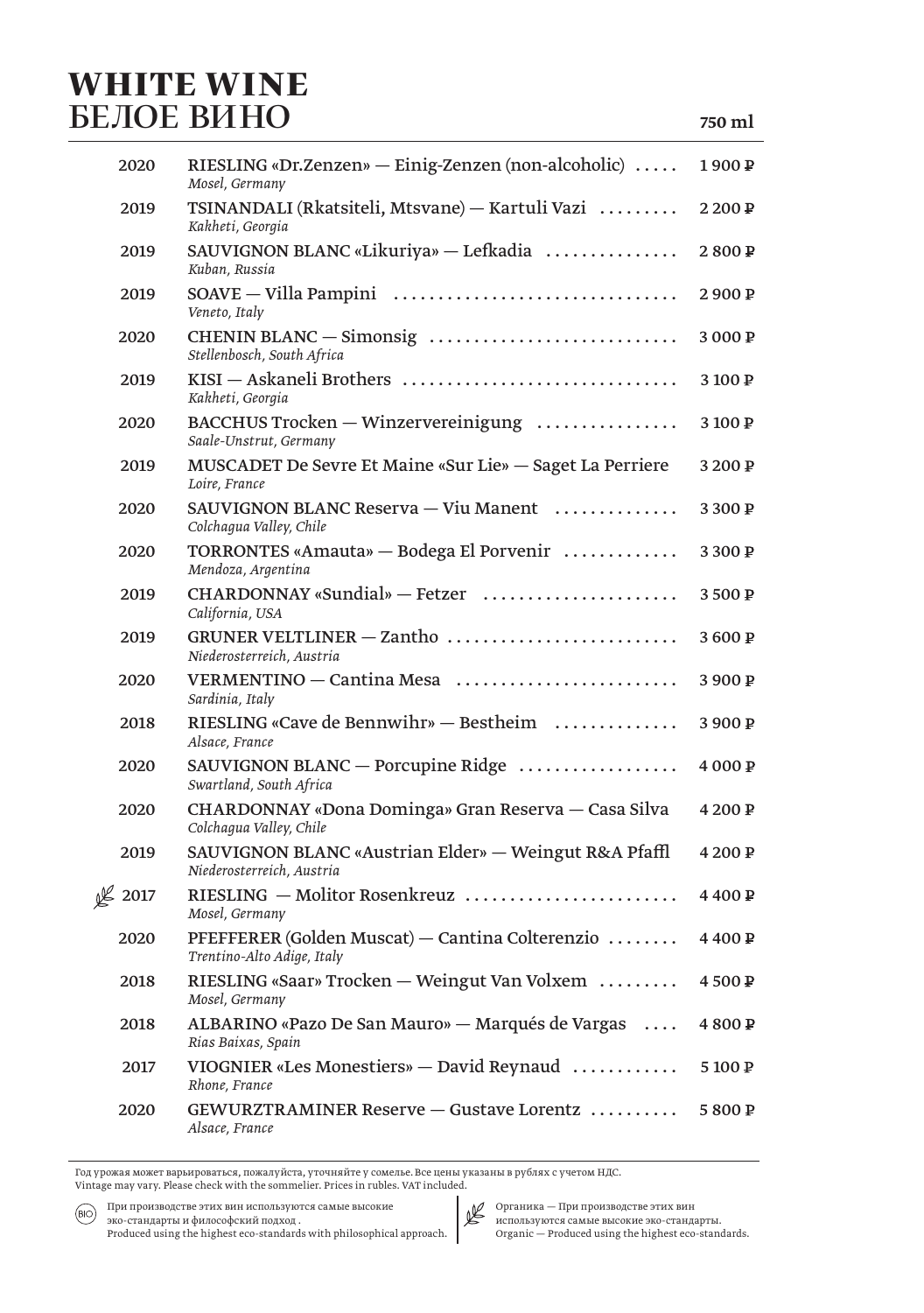# WHITE WINE
# БЕЛОЕ ВИНО

**750 ml**

| Vintage | Wine | Price |
|---|---|---|
| 2020 | RIESLING «Dr.Zenzen» — Einig-Zenzen (non-alcoholic)<br>*Mosel, Germany* | 1 900 ₽ |
| 2019 | TSINANDALI (Rkatsiteli, Mtsvane) — Kartuli Vazi<br>*Kakheti, Georgia* | 2 200 ₽ |
| 2019 | SAUVIGNON BLANC «Likuriya» — Lefkadia<br>*Kuban, Russia* | 2 800 ₽ |
| 2019 | SOAVE — Villa Pampini<br>*Veneto, Italy* | 2 900 ₽ |
| 2020 | CHENIN BLANC — Simonsig<br>*Stellenbosch, South Africa* | 3 000 ₽ |
| 2019 | KISI — Askaneli Brothers<br>*Kakheti, Georgia* | 3 100 ₽ |
| 2020 | BACCHUS Trocken — Winzervereinigung<br>*Saale-Unstrut, Germany* | 3 100 ₽ |
| 2019 | MUSCADET De Sevre Et Maine «Sur Lie» — Saget La Perriere<br>*Loire, France* | 3 200 ₽ |
| 2020 | SAUVIGNON BLANC Reserva — Viu Manent<br>*Colchagua Valley, Chile* | 3 300 ₽ |
| 2020 | TORRONTES «Amauta» — Bodega El Porvenir<br>*Mendoza, Argentina* | 3 300 ₽ |
| 2019 | CHARDONNAY «Sundial» — Fetzer<br>*California, USA* | 3 500 ₽ |
| 2019 | GRUNER VELTLINER — Zantho<br>*Niederosterreich, Austria* | 3 600 ₽ |
| 2020 | VERMENTINO — Cantina Mesa<br>*Sardinia, Italy* | 3 900 ₽ |
| 2018 | RIESLING «Cave de Bennwihr» — Bestheim<br>*Alsace, France* | 3 900 ₽ |
| 2020 | SAUVIGNON BLANC — Porcupine Ridge<br>*Swartland, South Africa* | 4 000 ₽ |
| 2020 | CHARDONNAY «Dona Dominga» Gran Reserva — Casa Silva<br>*Colchagua Valley, Chile* | 4 200 ₽ |
| 2019 | SAUVIGNON BLANC «Austrian Elder» — Weingut R&A Pfaffl<br>*Niederosterreich, Austria* | 4 200 ₽ |
| 2017 (Organic) | RIESLING — Molitor Rosenkreuz<br>*Mosel, Germany* | 4 400 ₽ |
| 2020 | PFEFFERER (Golden Muscat) — Cantina Colterenzio<br>*Trentino-Alto Adige, Italy* | 4 400 ₽ |
| 2018 | RIESLING «Saar» Trocken — Weingut Van Volxem<br>*Mosel, Germany* | 4 500 ₽ |
| 2018 | ALBARINO «Pazo De San Mauro» — Marqués de Vargas<br>*Rias Baixas, Spain* | 4 800 ₽ |
| 2017 | VIOGNIER «Les Monestiers» — David Reynaud<br>*Rhone, France* | 5 100 ₽ |
| 2020 | GEWURZTRAMINER Reserve — Gustave Lorentz<br>*Alsace, France* | 5 800 ₽ |

Год урожая может варьироваться, пожалуйста, уточняйте у сомелье. Все цены указаны в рублях с учетом НДС.
Vintage may vary. Please check with the sommelier. Prices in rubles. VAT included.

(BIO) При производстве этих вин используются самые высокие эко-стандарты и философский подход .
Produced using the highest eco-standards with philosophical approach.

Органика — При производстве этих вин используются самые высокие эко-стандарты.
Organic — Produced using the highest eco-standards.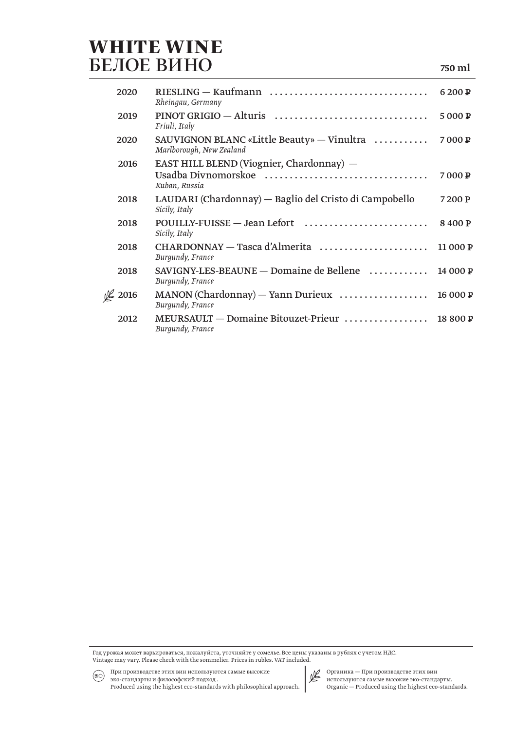# WHITE WINE
# БЕЛОЕ ВИНО

**750 ml**

| Year | Wine | Price |
|---|---|---|
| 2020 | RIESLING — Kaufmann<br>*Rheingau, Germany* | 6 200 ₽ |
| 2019 | PINOT GRIGIO — Alturis<br>*Friuli, Italy* | 5 000 ₽ |
| 2020 | SAUVIGNON BLANC «Little Beauty» — Vinultra<br>*Marlborough, New Zealand* | 7 000 ₽ |
| 2016 | EAST HILL BLEND (Viognier, Chardonnay) — Usadba Divnomorskoe<br>*Kuban, Russia* | 7 000 ₽ |
| 2018 | LAUDARI (Chardonnay) — Baglio del Cristo di Campobello<br>*Sicily, Italy* | 7 200 ₽ |
| 2018 | POUILLY-FUISSE — Jean Lefort<br>*Sicily, Italy* | 8 400 ₽ |
| 2018 | CHARDONNAY — Tasca d'Almerita<br>*Burgundy, France* | 11 000 ₽ |
| 2018 | SAVIGNY-LES-BEAUNE — Domaine de Bellene<br>*Burgundy, France* | 14 000 ₽ |
| 🌿 2016 | MANON (Chardonnay) — Yann Durieux<br>*Burgundy, France* | 16 000 ₽ |
| 2012 | MEURSAULT — Domaine Bitouzet-Prieur<br>*Burgundy, France* | 18 800 ₽ |

Год урожая может варьироваться, пожалуйста, уточняйте у сомелье. Все цены указаны в рублях с учетом НДС.
Vintage may vary. Please check with the sommelier. Prices in rubles. VAT included.

(BIO) При производстве этих вин используются самые высокие эко-стандарты и философский подход .
Produced using the highest eco-standards with philosophical approach.

🌿 Органика — При производстве этих вин используются самые высокие эко-стандарты.
Organic — Produced using the highest eco-standards.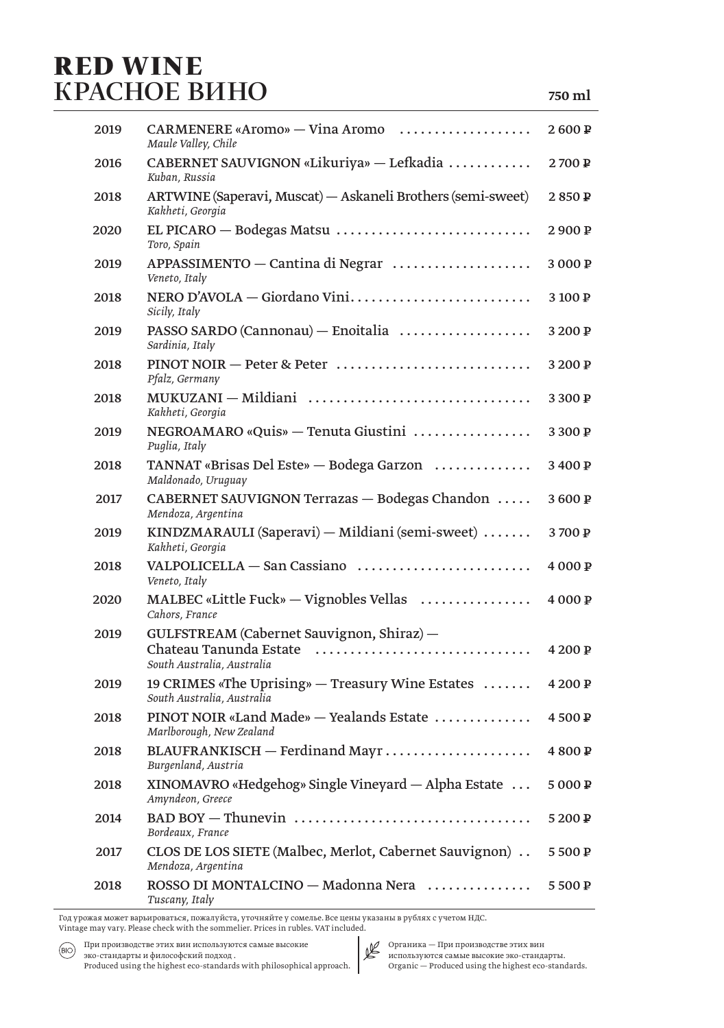# RED WINE
# КРАСНОЕ ВИНО

**750 ml**

| Year | Wine | Price |
|---|---|---|
| 2019 | CARMENERE «Aromo» — Vina Aromo<br>*Maule Valley, Chile* | 2 600 ₽ |
| 2016 | CABERNET SAUVIGNON «Likuriya» — Lefkadia<br>*Kuban, Russia* | 2 700 ₽ |
| 2018 | ARTWINE (Saperavi, Muscat) — Askaneli Brothers (semi-sweet)<br>*Kakheti, Georgia* | 2 850 ₽ |
| 2020 | EL PICARO — Bodegas Matsu<br>*Toro, Spain* | 2 900 ₽ |
| 2019 | APPASSIMENTO — Cantina di Negrar<br>*Veneto, Italy* | 3 000 ₽ |
| 2018 | NERO D'AVOLA — Giordano Vini<br>*Sicily, Italy* | 3 100 ₽ |
| 2019 | PASSO SARDO (Cannonau) — Enoitalia<br>*Sardinia, Italy* | 3 200 ₽ |
| 2018 | PINOT NOIR — Peter & Peter<br>*Pfalz, Germany* | 3 200 ₽ |
| 2018 | MUKUZANI — Mildiani<br>*Kakheti, Georgia* | 3 300 ₽ |
| 2019 | NEGROAMARO «Quis» — Tenuta Giustini<br>*Puglia, Italy* | 3 300 ₽ |
| 2018 | TANNAT «Brisas Del Este» — Bodega Garzon<br>*Maldonado, Uruguay* | 3 400 ₽ |
| 2017 | CABERNET SAUVIGNON Terrazas — Bodegas Chandon<br>*Mendoza, Argentina* | 3 600 ₽ |
| 2019 | KINDZMARAULI (Saperavi) — Mildiani (semi-sweet)<br>*Kakheti, Georgia* | 3 700 ₽ |
| 2018 | VALPOLICELLA — San Cassiano<br>*Veneto, Italy* | 4 000 ₽ |
| 2020 | MALBEC «Little Fuck» — Vignobles Vellas<br>*Cahors, France* | 4 000 ₽ |
| 2019 | GULFSTREAM (Cabernet Sauvignon, Shiraz) — Chateau Tanunda Estate<br>*South Australia, Australia* | 4 200 ₽ |
| 2019 | 19 CRIMES «The Uprising» — Treasury Wine Estates<br>*South Australia, Australia* | 4 200 ₽ |
| 2018 | PINOT NOIR «Land Made» — Yealands Estate<br>*Marlborough, New Zealand* | 4 500 ₽ |
| 2018 | BLAUFRANKISCH — Ferdinand Mayr<br>*Burgenland, Austria* | 4 800 ₽ |
| 2018 | XINOMAVRO «Hedgehog» Single Vineyard — Alpha Estate<br>*Amyndeon, Greece* | 5 000 ₽ |
| 2014 | BAD BOY — Thunevin<br>*Bordeaux, France* | 5 200 ₽ |
| 2017 | CLOS DE LOS SIETE (Malbec, Merlot, Cabernet Sauvignon)<br>*Mendoza, Argentina* | 5 500 ₽ |
| 2018 | ROSSO DI MONTALCINO — Madonna Nera<br>*Tuscany, Italy* | 5 500 ₽ |

Год урожая может варьироваться, пожалуйста, уточняйте у сомелье. Все цены указаны в рублях с учетом НДС.
Vintage may vary. Please check with the sommelier. Prices in rubles. VAT included.

(BIO) При производстве этих вин используются самые высокие эко-стандарты и философский подход.
Produced using the highest eco-standards with philosophical approach.

Органика — При производстве этих вин используются самые высокие эко-стандарты.
Organic — Produced using the highest eco-standards.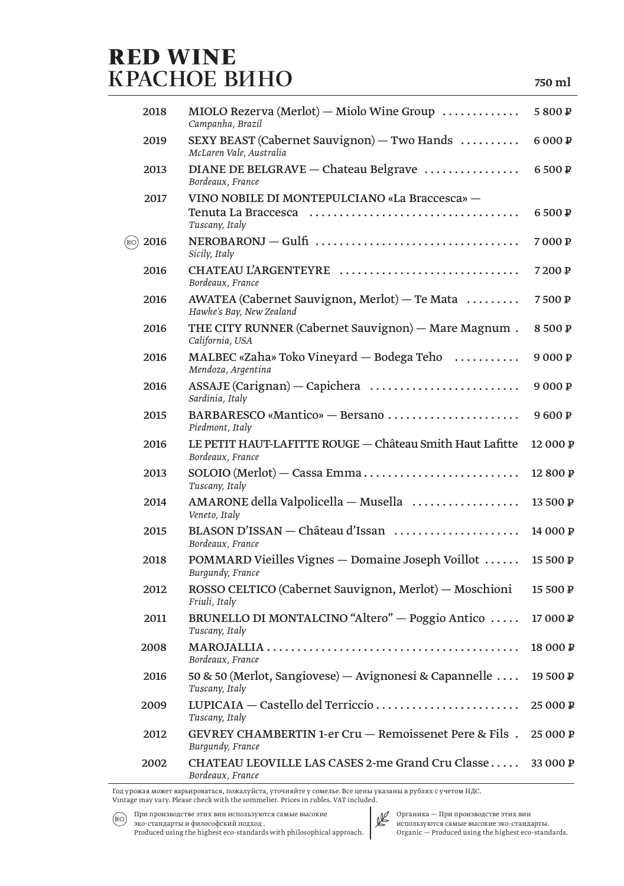# RED WINE
# КРАСНОЕ ВИНО

750 ml

| Vintage | Wine | Price |
|---|---|---|
| 2018 | MIOLO Rezerva (Merlot) — Miolo Wine Group<br>*Campanha, Brazil* | 5 800 ₽ |
| 2019 | SEXY BEAST (Cabernet Sauvignon) — Two Hands<br>*McLaren Vale, Australia* | 6 000 ₽ |
| 2013 | DIANE DE BELGRAVE — Chateau Belgrave<br>*Bordeaux, France* | 6 500 ₽ |
| 2017 | VINO NOBILE DI MONTEPULCIANO «La Braccesca» — Tenuta La Braccesca<br>*Tuscany, Italy* | 6 500 ₽ |
| (BIO) 2016 | NEROBARONJ — Gulfi<br>*Sicily, Italy* | 7 000 ₽ |
| 2016 | CHATEAU L'ARGENTEYRE<br>*Bordeaux, France* | 7 200 ₽ |
| 2016 | AWATEA (Cabernet Sauvignon, Merlot) — Te Mata<br>*Hawke's Bay, New Zealand* | 7 500 ₽ |
| 2016 | THE CITY RUNNER (Cabernet Sauvignon) — Mare Magnum<br>*California, USA* | 8 500 ₽ |
| 2016 | MALBEC «Zaha» Toko Vineyard — Bodega Teho<br>*Mendoza, Argentina* | 9 000 ₽ |
| 2016 | ASSAJE (Carignan) — Capichera<br>*Sardinia, Italy* | 9 000 ₽ |
| 2015 | BARBARESCO «Mantico» — Bersano<br>*Piedmont, Italy* | 9 600 ₽ |
| 2016 | LE PETIT HAUT-LAFITTE ROUGE — Château Smith Haut Lafitte<br>*Bordeaux, France* | 12 000 ₽ |
| 2013 | SOLOIO (Merlot) — Cassa Emma<br>*Tuscany, Italy* | 12 800 ₽ |
| 2014 | AMARONE della Valpolicella — Musella<br>*Veneto, Italy* | 13 500 ₽ |
| 2015 | BLASON D'ISSAN — Château d'Issan<br>*Bordeaux, France* | 14 000 ₽ |
| 2018 | POMMARD Vieilles Vignes — Domaine Joseph Voillot<br>*Burgundy, France* | 15 500 ₽ |
| 2012 | ROSSO CELTICO (Cabernet Sauvignon, Merlot) — Moschioni<br>*Friuli, Italy* | 15 500 ₽ |
| 2011 | BRUNELLO DI MONTALCINO "Altero" — Poggio Antico<br>*Tuscany, Italy* | 17 000 ₽ |
| 2008 | MAROJALLIA<br>*Bordeaux, France* | 18 000 ₽ |
| 2016 | 50 & 50 (Merlot, Sangiovese) — Avignonesi & Capannelle<br>*Tuscany, Italy* | 19 500 ₽ |
| 2009 | LUPICAIA — Castello del Terriccio<br>*Tuscany, Italy* | 25 000 ₽ |
| 2012 | GEVREY CHAMBERTIN 1-er Cru — Remoissenet Pere & Fils<br>*Burgundy, France* | 25 000 ₽ |
| 2002 | CHATEAU LEOVILLE LAS CASES 2-me Grand Cru Classe<br>*Bordeaux, France* | 33 000 ₽ |

Год урожая может варьироваться, пожалуйста, уточняйте у сомелье. Все цены указаны в рублях с учетом НДС.
Vintage may vary. Please check with the sommelier. Prices in rubles. VAT included.

(BIO) При производстве этих вин используются самые высокие эко-стандарты и философский подход .
Produced using the highest eco-standards with philosophical approach.

Органика — При производстве этих вин используются самые высокие эко-стандарты.
Organic — Produced using the highest eco-standards.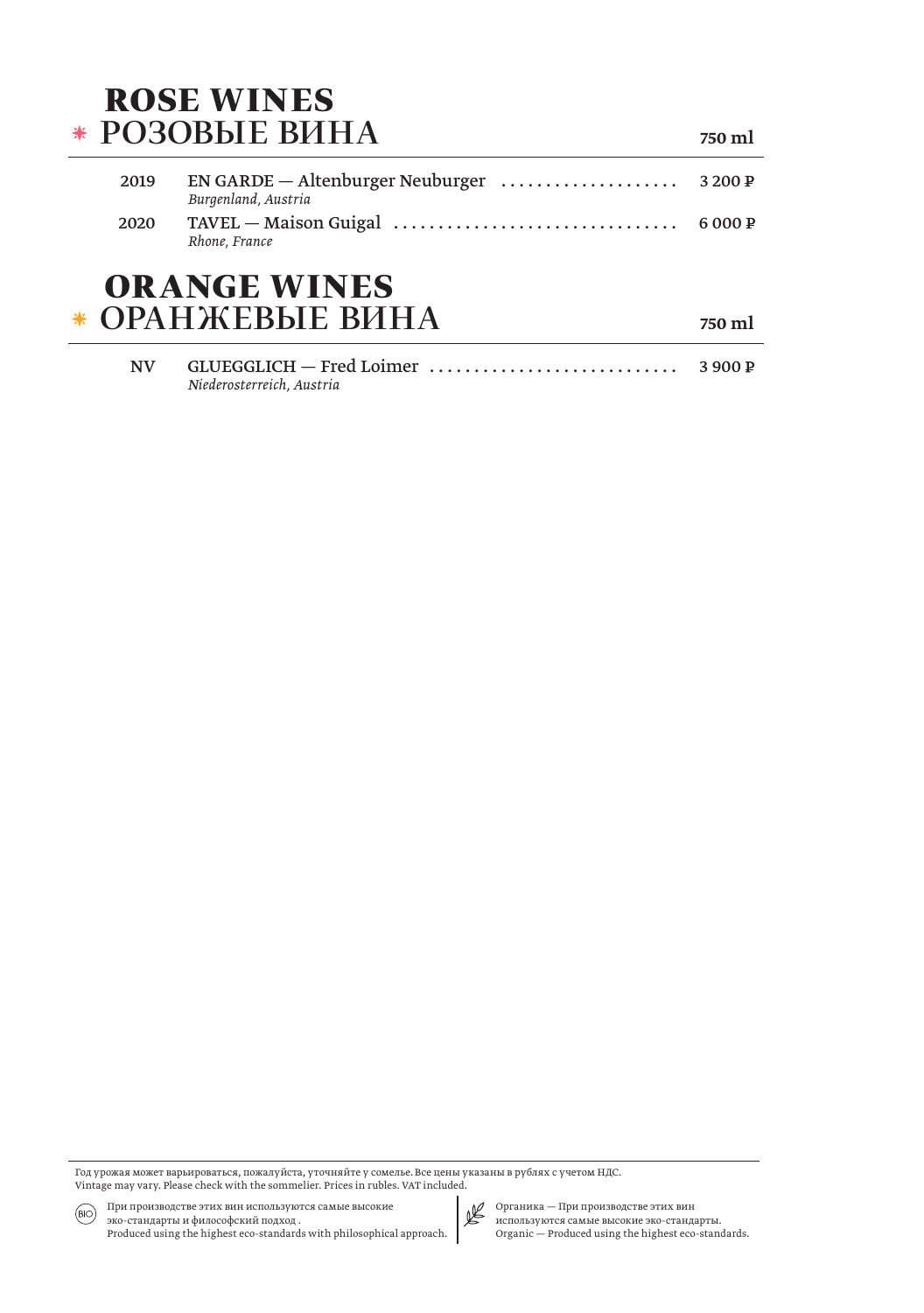## ROSE WINES
## * РОЗОВЫЕ ВИНА

| | | 750 ml |
|---|---|---|
| 2019 | EN GARDE — Altenburger Neuburger<br>*Burgenland, Austria* | 3 200 ₽ |
| 2020 | TAVEL — Maison Guigal<br>*Rhone, France* | 6 000 ₽ |

## ORANGE WINES
## * ОРАНЖЕВЫЕ ВИНА

| | | 750 ml |
|---|---|---|
| NV | GLUEGGLICH — Fred Loimer<br>*Niederosterreich, Austria* | 3 900 ₽ |

Год урожая может варьироваться, пожалуйста, уточняйте у сомелье. Все цены указаны в рублях с учетом НДС.
Vintage may vary. Please check with the sommelier. Prices in rubles. VAT included.

(BIO) При производстве этих вин используются самые высокие эко-стандарты и философский подход .
Produced using the highest eco-standards with philosophical approach.

Органика — При производстве этих вин используются самые высокие эко-стандарты.
Organic — Produced using the highest eco-standards.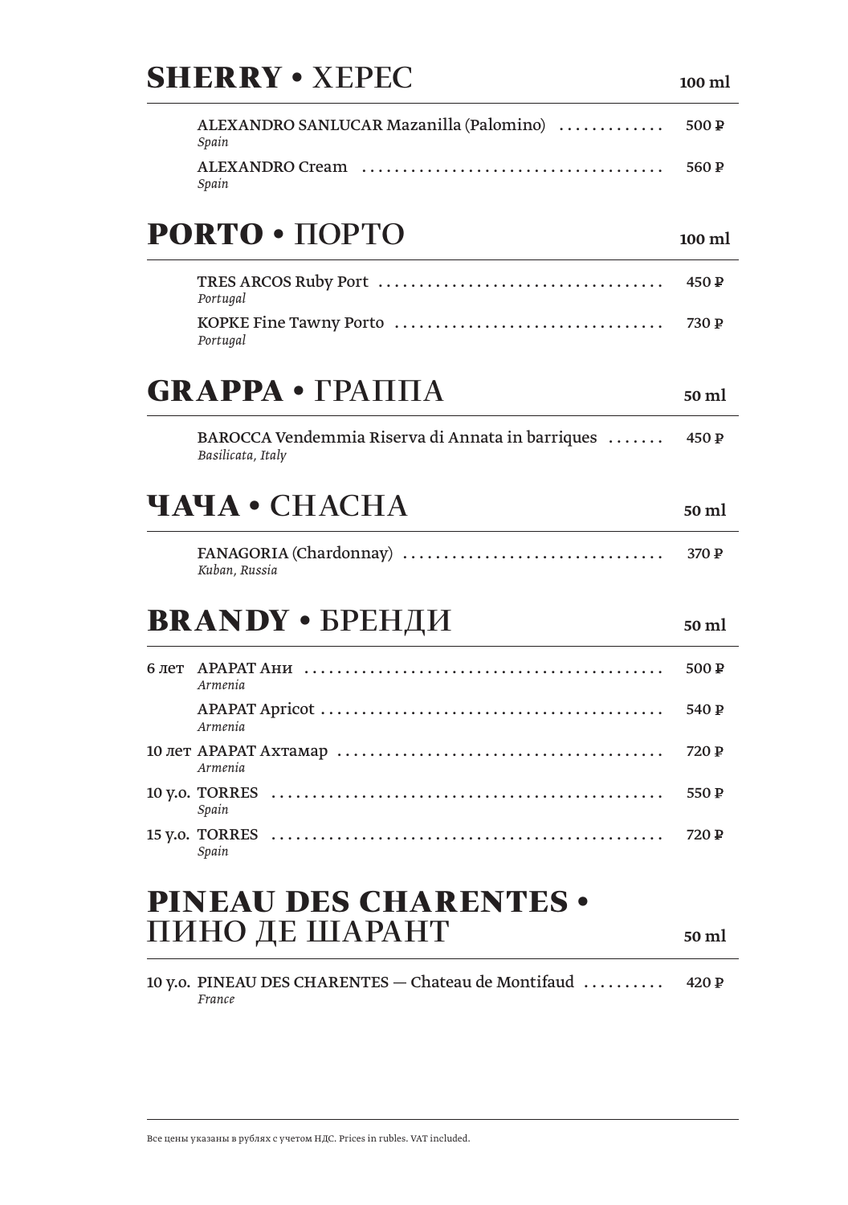## **SHERRY** • ХЕРЕС

**100 ml**

| | | |
|---|---|---|
| | ALEXANDRO SANLUCAR Mazanilla (Palomino) *Spain* | **500 ₽** |
| | ALEXANDRO Cream *Spain* | **560 ₽** |

## **PORTO** • ПОРТО

**100 ml**

| | | |
|---|---|---|
| | TRES ARCOS Ruby Port *Portugal* | **450 ₽** |
| | KOPKE Fine Tawny Porto *Portugal* | **730 ₽** |

## **GRAPPA** • ГРАППА

**50 ml**

| | | |
|---|---|---|
| | BAROCCA Vendemmia Riserva di Annata in barriques *Basilicata, Italy* | **450 ₽** |

## **ЧАЧА** • CHACHA

**50 ml**

| | | |
|---|---|---|
| | FANAGORIA (Chardonnay) *Kuban, Russia* | **370 ₽** |

## **BRANDY** • БРЕНДИ

**50 ml**

| | | |
|---|---|---|
| 6 лет | АРАРАТ Ани *Armenia* | **500 ₽** |
| | АРАРАТ Apricot *Armenia* | **540 ₽** |
| 10 лет | АРАРАТ Ахтамар *Armenia* | **720 ₽** |
| 10 y.o. | TORRES *Spain* | **550 ₽** |
| 15 y.o. | TORRES *Spain* | **720 ₽** |

## **PINEAU DES CHARENTES** • ПИНО ДЕ ШАРАНТ

**50 ml**

| | | |
|---|---|---|
| 10 y.o. | PINEAU DES CHARENTES — Chateau de Montifaud *France* | **420 ₽** |

Все цены указаны в рублях с учетом НДС. Prices in rubles. VAT included.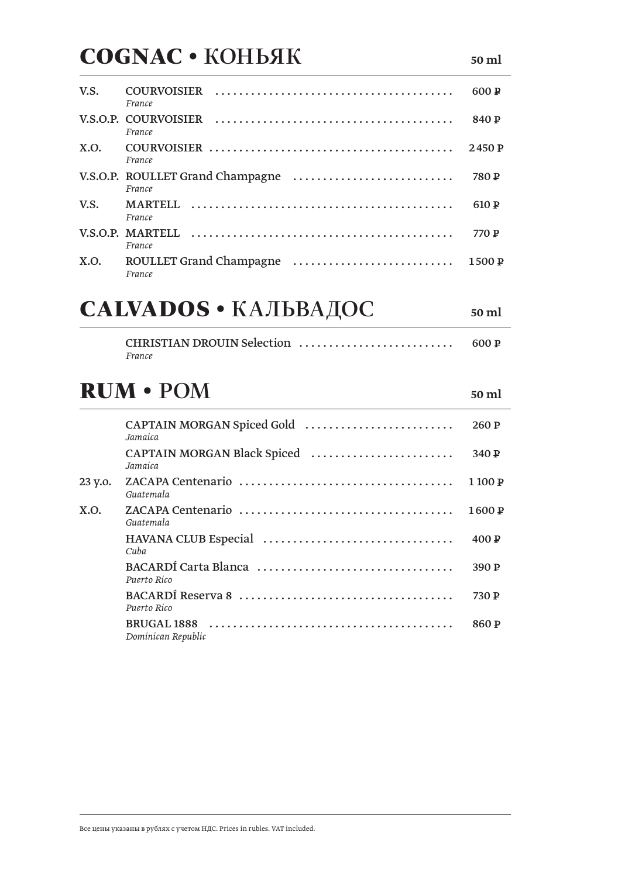## COGNAC • КОНЬЯК

50 ml

| | | |
|---|---|---|
| V.S. | COURVOISIER<br>*France* | 600 ₽ |
| V.S.O.P. | COURVOISIER<br>*France* | 840 ₽ |
| X.O. | COURVOISIER<br>*France* | 2 450 ₽ |
| V.S.O.P. | ROULLET Grand Champagne<br>*France* | 780 ₽ |
| V.S. | MARTELL<br>*France* | 610 ₽ |
| V.S.O.P. | MARTELL<br>*France* | 770 ₽ |
| X.O. | ROULLET Grand Champagne<br>*France* | 1 500 ₽ |

## CALVADOS • КАЛЬВАДОС

50 ml

| | | |
|---|---|---|
| | CHRISTIAN DROUIN Selection<br>*France* | 600 ₽ |

## RUM • РОМ

50 ml

| | | |
|---|---|---|
| | CAPTAIN MORGAN Spiced Gold<br>*Jamaica* | 260 ₽ |
| | CAPTAIN MORGAN Black Spiced<br>*Jamaica* | 340 ₽ |
| 23 y.o. | ZACAPA Centenario<br>*Guatemala* | 1 100 ₽ |
| X.O. | ZACAPA Centenario<br>*Guatemala* | 1 600 ₽ |
| | HAVANA CLUB Especial<br>*Cuba* | 400 ₽ |
| | BACARDÍ Carta Blanca<br>*Puerto Rico* | 390 ₽ |
| | BACARDÍ Reserva 8<br>*Puerto Rico* | 730 ₽ |
| | BRUGAL 1888<br>*Dominican Republic* | 860 ₽ |

Все цены указаны в рублях с учетом НДС. Prices in rubles. VAT included.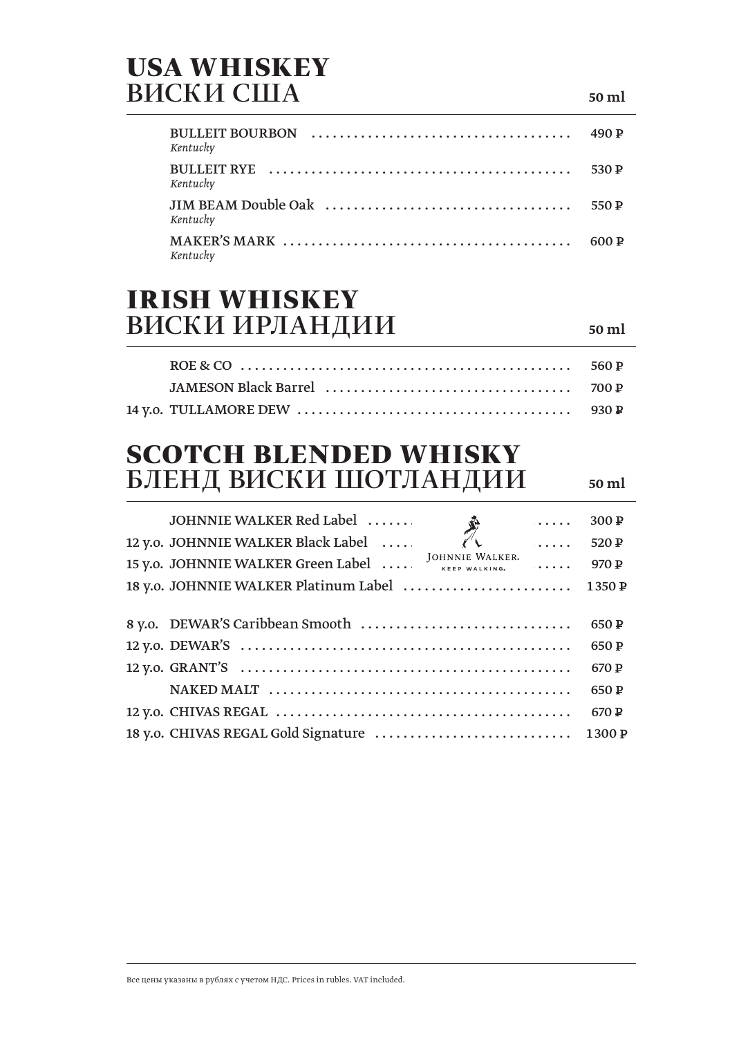# USA WHISKEY
## ВИСКИ США

| | | 50 ml |
|---|---|---|
| | BULLEIT BOURBON<br>*Kentucky* | 490 ₽ |
| | BULLEIT RYE<br>*Kentucky* | 530 ₽ |
| | JIM BEAM Double Oak<br>*Kentucky* | 550 ₽ |
| | MAKER'S MARK<br>*Kentucky* | 600 ₽ |

# IRISH WHISKEY
## ВИСКИ ИРЛАНДИИ

| | | 50 ml |
|---|---|---|
| | ROE & CO | 560 ₽ |
| | JAMESON Black Barrel | 700 ₽ |
| 14 y.o. | TULLAMORE DEW | 930 ₽ |

# SCOTCH BLENDED WHISKY
## БЛЕНД ВИСКИ ШОТЛАНДИИ

| | | 50 ml |
|---|---|---|
| | JOHNNIE WALKER Red Label | 300 ₽ |
| 12 y.o. | JOHNNIE WALKER Black Label | 520 ₽ |
| 15 y.o. | JOHNNIE WALKER Green Label | 970 ₽ |
| 18 y.o. | JOHNNIE WALKER Platinum Label | 1 350 ₽ |
| 8 y.o. | DEWAR'S Caribbean Smooth | 650 ₽ |
| 12 y.o. | DEWAR'S | 650 ₽ |
| 12 y.o. | GRANT'S | 670 ₽ |
| | NAKED MALT | 650 ₽ |
| 12 y.o. | CHIVAS REGAL | 670 ₽ |
| 18 y.o. | CHIVAS REGAL Gold Signature | 1 300 ₽ |

JOHNNIE WALKER. KEEP WALKING.

Все цены указаны в рублях с учетом НДС. Prices in rubles. VAT included.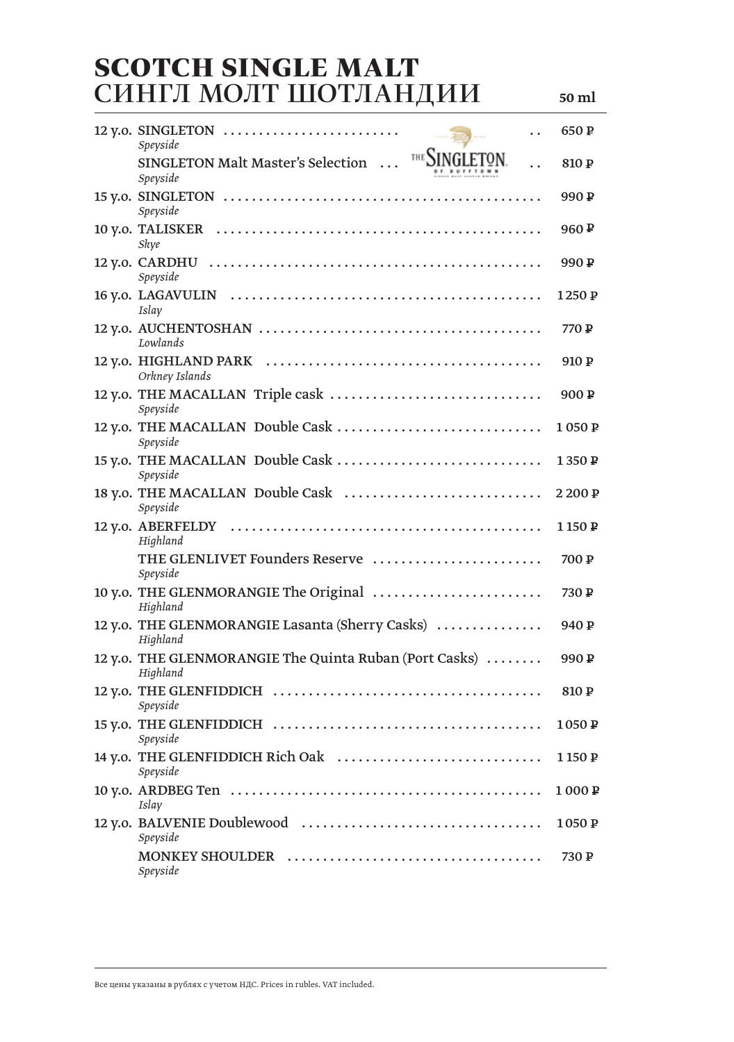# SCOTCH SINGLE MALT
# СИНГЛ МОЛТ ШОТЛАНДИИ

| | | 50 ml |
|---|---|---|
| 12 y.o. | SINGLETON<br>*Speyside* | 650 ₽ |
| | SINGLETON Malt Master's Selection<br>*Speyside* | 810 ₽ |
| 15 y.o. | SINGLETON<br>*Speyside* | 990 ₽ |
| 10 y.o. | TALISKER<br>*Skye* | 960 ₽ |
| 12 y.o. | CARDHU<br>*Speyside* | 990 ₽ |
| 16 y.o. | LAGAVULIN<br>*Islay* | 1 250 ₽ |
| 12 y.o. | AUCHENTOSHAN<br>*Lowlands* | 770 ₽ |
| 12 y.o. | HIGHLAND PARK<br>*Orkney Islands* | 910 ₽ |
| 12 y.o. | THE MACALLAN Triple cask<br>*Speyside* | 900 ₽ |
| 12 y.o. | THE MACALLAN Double Cask<br>*Speyside* | 1 050 ₽ |
| 15 y.o. | THE MACALLAN Double Cask<br>*Speyside* | 1 350 ₽ |
| 18 y.o. | THE MACALLAN Double Cask<br>*Speyside* | 2 200 ₽ |
| 12 y.o. | ABERFELDY<br>*Highland* | 1 150 ₽ |
| | THE GLENLIVET Founders Reserve<br>*Speyside* | 700 ₽ |
| 10 y.o. | THE GLENMORANGIE The Original<br>*Highland* | 730 ₽ |
| 12 y.o. | THE GLENMORANGIE Lasanta (Sherry Casks)<br>*Highland* | 940 ₽ |
| 12 y.o. | THE GLENMORANGIE The Quinta Ruban (Port Casks)<br>*Highland* | 990 ₽ |
| 12 y.o. | THE GLENFIDDICH<br>*Speyside* | 810 ₽ |
| 15 y.o. | THE GLENFIDDICH<br>*Speyside* | 1 050 ₽ |
| 14 y.o. | THE GLENFIDDICH Rich Oak<br>*Speyside* | 1 150 ₽ |
| 10 y.o. | ARDBEG Ten<br>*Islay* | 1 000 ₽ |
| 12 y.o. | BALVENIE Doublewood<br>*Speyside* | 1 050 ₽ |
| | MONKEY SHOULDER<br>*Speyside* | 730 ₽ |

Все цены указаны в рублях с учетом НДС. Prices in rubles. VAT included.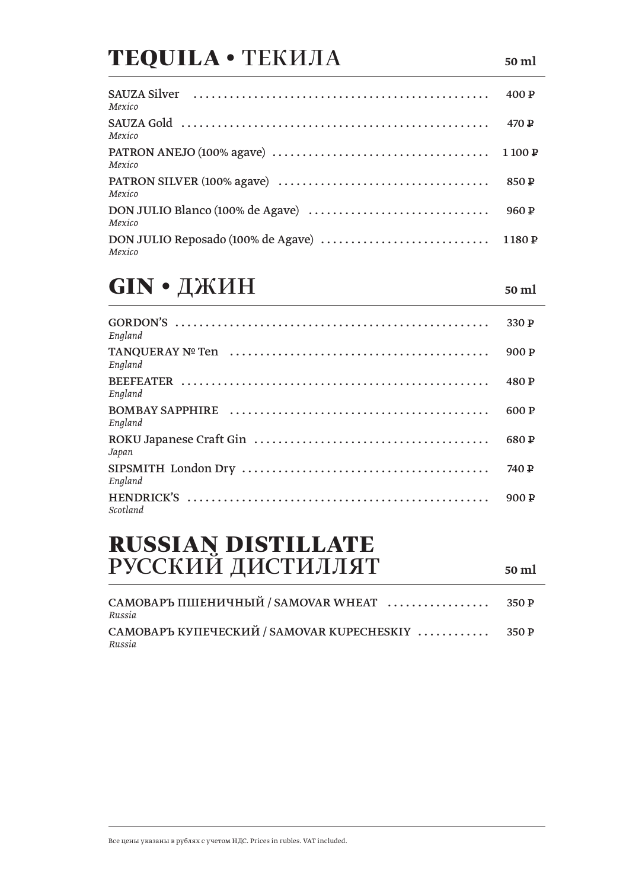## **TEQUILA** • ТЕКИЛА

**50 ml**

| | |
|---|---|
| SAUZA Silver<br>*Mexico* | 400 ₽ |
| SAUZA Gold<br>*Mexico* | 470 ₽ |
| PATRON ANEJO (100% agave)<br>*Mexico* | 1 100 ₽ |
| PATRON SILVER (100% agave)<br>*Mexico* | 850 ₽ |
| DON JULIO Blanco (100% de Agave)<br>*Mexico* | 960 ₽ |
| DON JULIO Reposado (100% de Agave)<br>*Mexico* | 1 180 ₽ |

## **GIN** • ДЖИН

**50 ml**

| | |
|---|---|
| GORDON'S<br>*England* | 330 ₽ |
| TANQUERAY № Ten<br>*England* | 900 ₽ |
| BEEFEATER<br>*England* | 480 ₽ |
| BOMBAY SAPPHIRE<br>*England* | 600 ₽ |
| ROKU Japanese Craft Gin<br>*Japan* | 680 ₽ |
| SIPSMITH London Dry<br>*England* | 740 ₽ |
| HENDRICK'S<br>*Scotland* | 900 ₽ |

## **RUSSIAN DISTILLATE**
## РУССКИЙ ДИСТИЛЛЯТ

**50 ml**

| | |
|---|---|
| САМОВАРЪ ПШЕНИЧНЫЙ / SAMOVAR WHEAT<br>*Russia* | 350 ₽ |
| САМОВАРЪ КУПЕЧЕСКИЙ / SAMOVAR KUPECHESKIY<br>*Russia* | 350 ₽ |

Все цены указаны в рублях с учетом НДС. Prices in rubles. VAT included.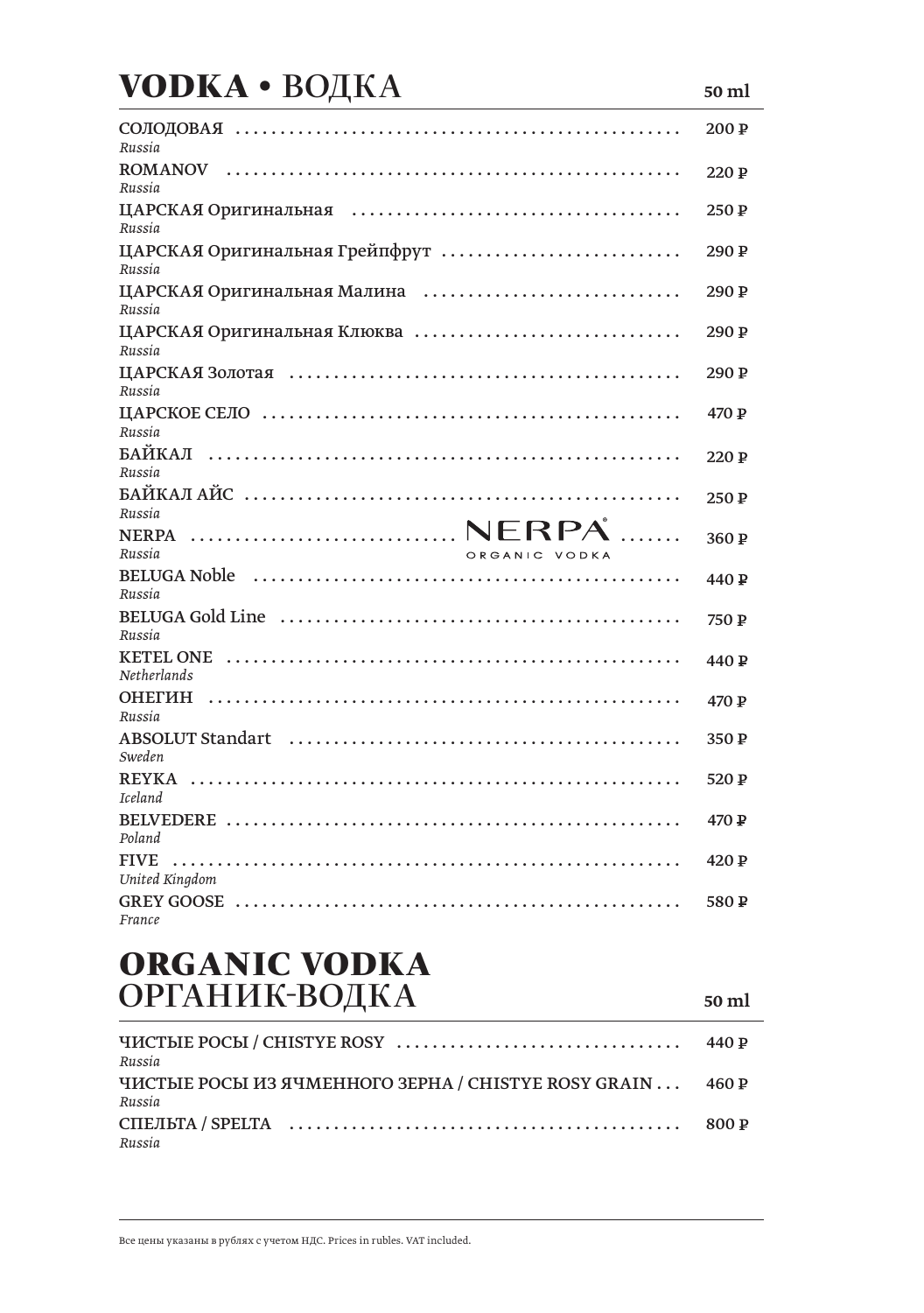# VODKA • ВОДКА

| | 50 ml |
|---|---|
| СОЛОДОВАЯ<br>*Russia* | 200 ₽ |
| ROMANOV<br>*Russia* | 220 ₽ |
| ЦАРСКАЯ Оригинальная<br>*Russia* | 250 ₽ |
| ЦАРСКАЯ Оригинальная Грейпфрут<br>*Russia* | 290 ₽ |
| ЦАРСКАЯ Оригинальная Малина<br>*Russia* | 290 ₽ |
| ЦАРСКАЯ Оригинальная Клюква<br>*Russia* | 290 ₽ |
| ЦАРСКАЯ Золотая<br>*Russia* | 290 ₽ |
| ЦАРСКОЕ СЕЛО<br>*Russia* | 470 ₽ |
| БАЙКАЛ<br>*Russia* | 220 ₽ |
| БАЙКАЛ АЙС<br>*Russia* | 250 ₽ |
| NERPA (NERPA® ORGANIC VODKA)<br>*Russia* | 360 ₽ |
| BELUGA Noble<br>*Russia* | 440 ₽ |
| BELUGA Gold Line<br>*Russia* | 750 ₽ |
| KETEL ONE<br>*Netherlands* | 440 ₽ |
| ОНЕГИН<br>*Russia* | 470 ₽ |
| ABSOLUT Standart<br>*Sweden* | 350 ₽ |
| REYKA<br>*Iceland* | 520 ₽ |
| BELVEDERE<br>*Poland* | 470 ₽ |
| FIVE<br>*United Kingdom* | 420 ₽ |
| GREY GOOSE<br>*France* | 580 ₽ |

# ORGANIC VODKA
## ОРГАНИК-ВОДКА

| | 50 ml |
|---|---|
| ЧИСТЫЕ РОСЫ / CHISTYE ROSY<br>*Russia* | 440 ₽ |
| ЧИСТЫЕ РОСЫ ИЗ ЯЧМЕННОГО ЗЕРНА / CHISTYE ROSY GRAIN<br>*Russia* | 460 ₽ |
| СПЕЛЬТА / SPELTA<br>*Russia* | 800 ₽ |

Все цены указаны в рублях с учетом НДС. Prices in rubles. VAT included.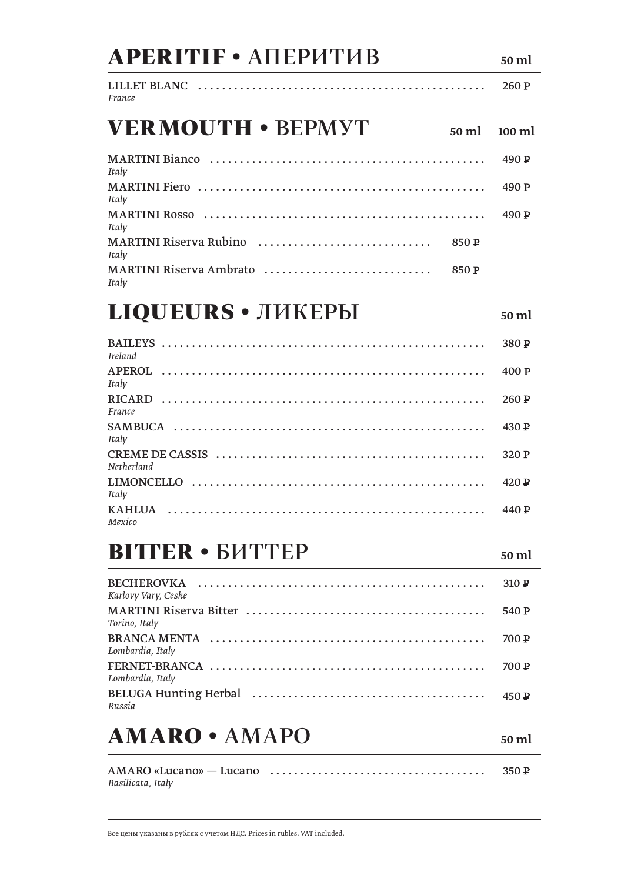## **APERITIF** • АПЕРИТИВ

| | 50 ml |
|---|---|
| LILLET BLANC<br>*France* | 260 ₽ |

## **VERMOUTH** • ВЕРМУТ

| | 50 ml | 100 ml |
|---|---|---|
| MARTINI Bianco<br>*Italy* | | 490 ₽ |
| MARTINI Fiero<br>*Italy* | | 490 ₽ |
| MARTINI Rosso<br>*Italy* | | 490 ₽ |
| MARTINI Riserva Rubino<br>*Italy* | 850 ₽ | |
| MARTINI Riserva Ambrato<br>*Italy* | 850 ₽ | |

## **LIQUEURS** • ЛИКЕРЫ

| | 50 ml |
|---|---|
| BAILEYS<br>*Ireland* | 380 ₽ |
| APEROL<br>*Italy* | 400 ₽ |
| RICARD<br>*France* | 260 ₽ |
| SAMBUCA<br>*Italy* | 430 ₽ |
| CREME DE CASSIS<br>*Netherland* | 320 ₽ |
| LIMONCELLO<br>*Italy* | 420 ₽ |
| KAHLUA<br>*Mexico* | 440 ₽ |

## **BITTER** • БИТТЕР

| | 50 ml |
|---|---|
| BECHEROVKA<br>*Karlovy Vary, Ceske* | 310 ₽ |
| MARTINI Riserva Bitter<br>*Torino, Italy* | 540 ₽ |
| BRANCA MENTA<br>*Lombardia, Italy* | 700 ₽ |
| FERNET-BRANCA<br>*Lombardia, Italy* | 700 ₽ |
| BELUGA Hunting Herbal<br>*Russia* | 450 ₽ |

## **AMARO** • АМАРО

| | 50 ml |
|---|---|
| AMARO «Lucano» — Lucano<br>*Basilicata, Italy* | 350 ₽ |

Все цены указаны в рублях с учетом НДС. Prices in rubles. VAT included.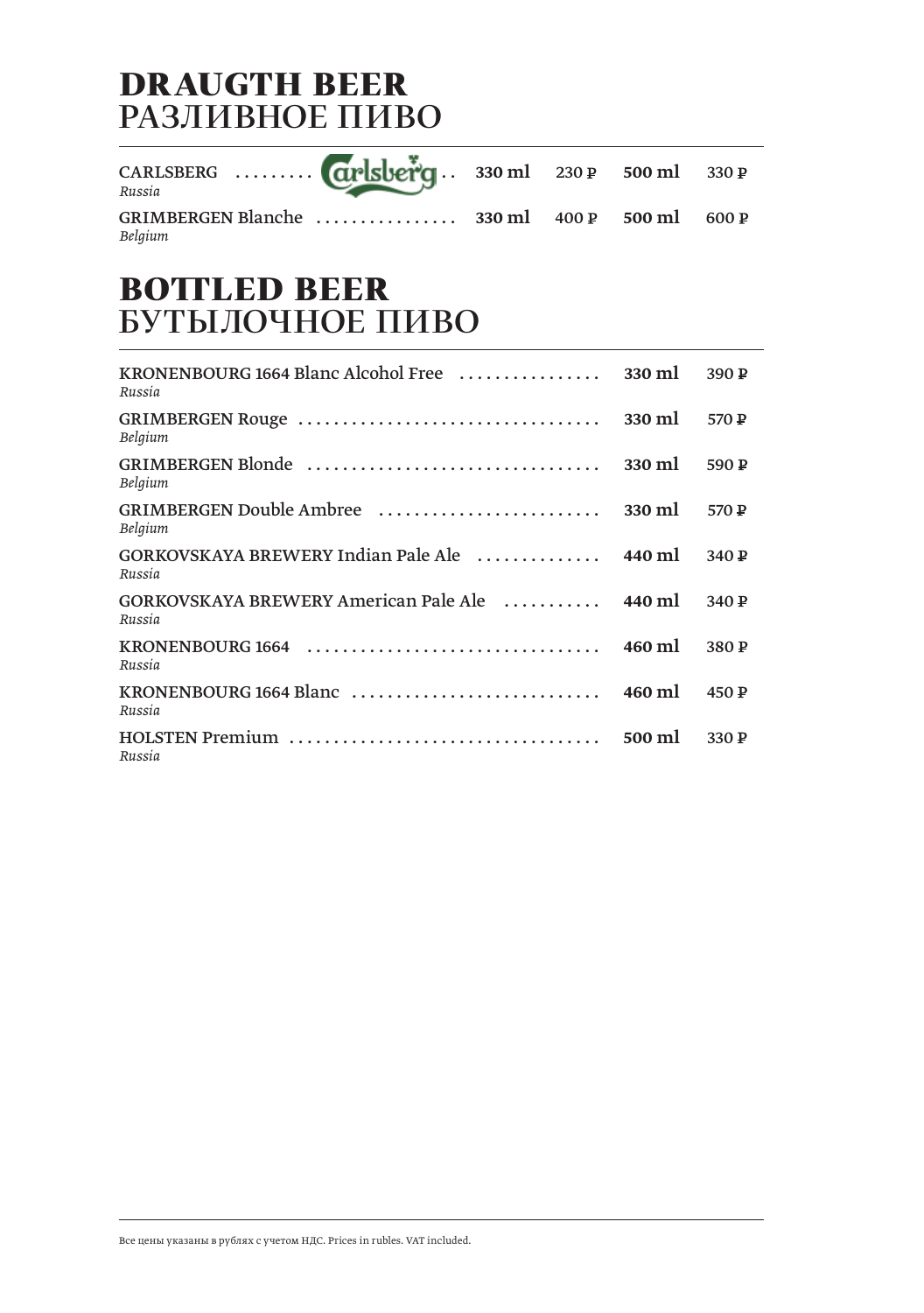# DRAUGTH BEER
# РАЗЛИВНОЕ ПИВО

| | | | | |
|---|---|---|---|---|
| CARLSBERG<br>*Russia* | **330 ml** | 230 ₽ | **500 ml** | 330 ₽ |
| GRIMBERGEN Blanche<br>*Belgium* | **330 ml** | 400 ₽ | **500 ml** | 600 ₽ |

# BOTTLED BEER
# БУТЫЛОЧНОЕ ПИВО

| | | |
|---|---|---|
| KRONENBOURG 1664 Blanc Alcohol Free<br>*Russia* | **330 ml** | 390 ₽ |
| GRIMBERGEN Rouge<br>*Belgium* | **330 ml** | 570 ₽ |
| GRIMBERGEN Blonde<br>*Belgium* | **330 ml** | 590 ₽ |
| GRIMBERGEN Double Ambree<br>*Belgium* | **330 ml** | 570 ₽ |
| GORKOVSKAYA BREWERY Indian Pale Ale<br>*Russia* | **440 ml** | 340 ₽ |
| GORKOVSKAYA BREWERY American Pale Ale<br>*Russia* | **440 ml** | 340 ₽ |
| KRONENBOURG 1664<br>*Russia* | **460 ml** | 380 ₽ |
| KRONENBOURG 1664 Blanc<br>*Russia* | **460 ml** | 450 ₽ |
| HOLSTEN Premium<br>*Russia* | **500 ml** | 330 ₽ |

Все цены указаны в рублях с учетом НДС. Prices in rubles. VAT included.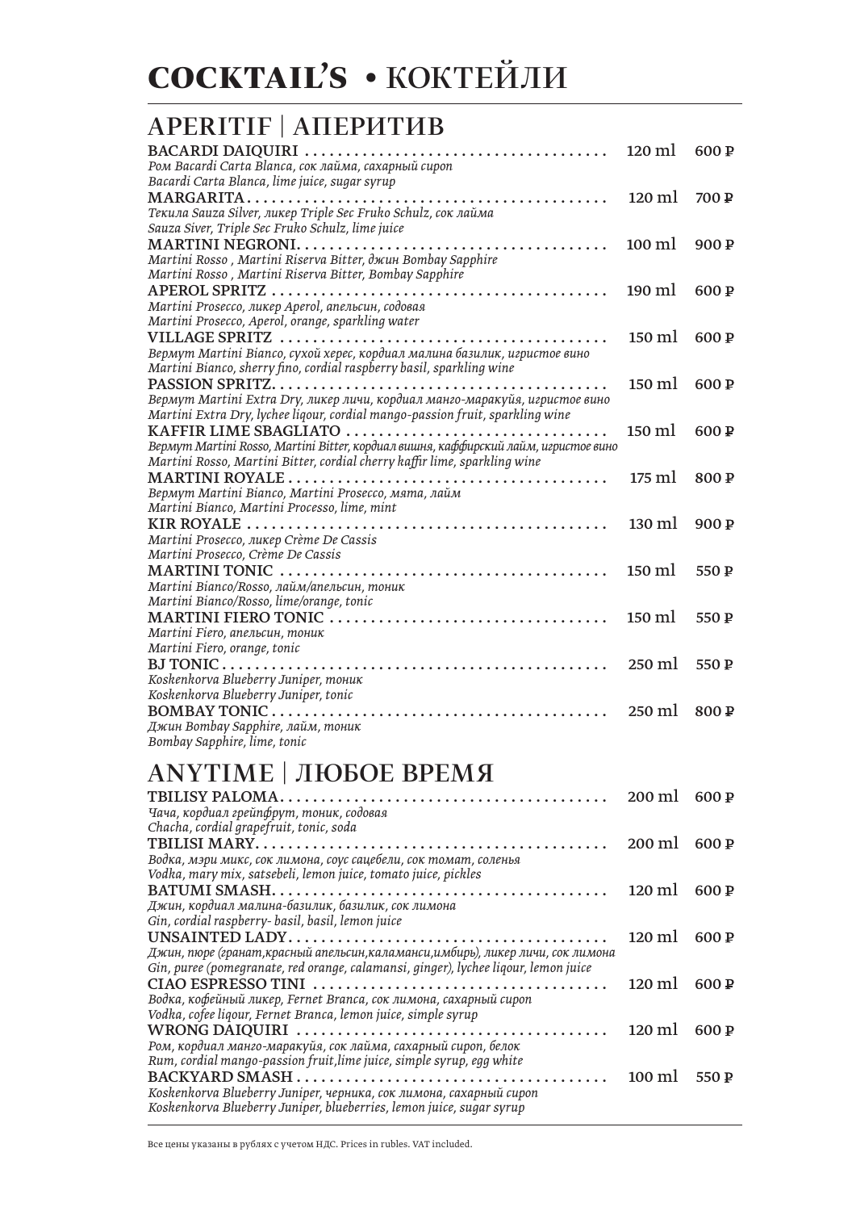# COCKTAIL'S • КОКТЕЙЛИ

## APERITIF | АПЕРИТИВ

**BACARDI DAIQUIRI** ........ 120 ml 600 ₽
*Ром Bacardi Carta Blanca, сок лайма, сахарный сироп*
*Bacardi Carta Blanca, lime juice, sugar syrup*

**MARGARITA** ........ 120 ml 700 ₽
*Текила Sauza Silver, ликер Triple Sec Fruko Schulz, сок лайма*
*Sauza Siver, Triple Sec Fruko Schulz, lime juice*

**MARTINI NEGRONI** ........ 100 ml 900 ₽
*Martini Rosso , Martini Riserva Bitter, джин Bombay Sapphire*
*Martini Rosso , Martini Riserva Bitter, Bombay Sapphire*

**APEROL SPRITZ** ........ 190 ml 600 ₽
*Martini Prosecco, ликер Aperol, апельсин, содовая*
*Martini Prosecco, Aperol, orange, sparkling water*

**VILLAGE SPRITZ** ........ 150 ml 600 ₽
*Вермут Martini Bianco, сухой херес, кордиал малина базилик, игристое вино*
*Martini Bianco, sherry fino, cordial raspberry basil, sparkling wine*

**PASSION SPRITZ** ........ 150 ml 600 ₽
*Вермут Martini Extra Dry, ликер личи, кордиал манго-маракуйя, игристое вино*
*Martini Extra Dry, lychee liqour, cordial mango-passion fruit, sparkling wine*

**KAFFIR LIME SBAGLIATO** ........ 150 ml 600 ₽
*Вермут Martini Rosso, Martini Bitter, кордиал вишня, каффирский лайм, игристое вино*
*Martini Rosso, Martini Bitter, cordial cherry kaffir lime, sparkling wine*

**MARTINI ROYALE** ........ 175 ml 800 ₽
*Вермут Martini Bianco, Martini Prosecco, мята, лайм*
*Martini Bianco, Martini Processo, lime, mint*

**KIR ROYALE** ........ 130 ml 900 ₽
*Martini Prosecco, ликер Crème De Cassis*
*Martini Prosecco, Crème De Cassis*

**MARTINI TONIC** ........ 150 ml 550 ₽
*Martini Bianco/Rosso, лайм/апельсин, тоник*
*Martini Bianco/Rosso, lime/orange, tonic*

**MARTINI FIERO TONIC** ........ 150 ml 550 ₽
*Martini Fiero, апельсин, тоник*
*Martini Fiero, orange, tonic*

**BJ TONIC** ........ 250 ml 550 ₽
*Koskenkorva Blueberry Juniper, тоник*
*Koskenkorva Blueberry Juniper, tonic*

**BOMBAY TONIC** ........ 250 ml 800 ₽
*Джин Bombay Sapphire, лайм, тоник*
*Bombay Sapphire, lime, tonic*

## ANYTIME | ЛЮБОЕ ВРЕМЯ

**TBILISY PALOMA** ........ 200 ml 600 ₽
*Чача, кордиал грейпфрут, тоник, содовая*
*Chacha, cordial grapefruit, tonic, soda*

**TBILISI MARY** ........ 200 ml 600 ₽
*Водка, мэри микс, сок лимона, соус сацебели, сок томат, соленья*
*Vodka, mary mix, satsebeli, lemon juice, tomato juice, pickles*

**BATUMI SMASH** ........ 120 ml 600 ₽
*Джин, кордиал малина-базилик, базилик, сок лимона*
*Gin, cordial raspberry- basil, basil, lemon juice*

**UNSAINTED LADY** ........ 120 ml 600 ₽
*Джин, пюре (гранат,красный апельсин,каламанси,имбирь), ликер личи, сок лимона*
*Gin, puree (pomegranate, red orange, calamansi, ginger), lychee liqour, lemon juice*

**CIAO ESPRESSO TINI** ........ 120 ml 600 ₽
*Водка, кофейный ликер, Fernet Branca, сок лимона, сахарный сироп*
*Vodka, cofee liqour, Fernet Branca, lemon juice, simple syrup*

**WRONG DAIQUIRI** ........ 120 ml 600 ₽
*Ром, кордиал манго-маракуйя, сок лайма, сахарный сироп, белок*
*Rum, cordial mango-passion fruit,lime juice, simple syrup, egg white*

**BACKYARD SMASH** ........ 100 ml 550 ₽
*Koskenkorva Blueberry Juniper, черника, сок лимона, сахарный сироп*
*Koskenkorva Blueberry Juniper, blueberries, lemon juice, sugar syrup*

Все цены указаны в рублях с учетом НДС. Prices in rubles. VAT included.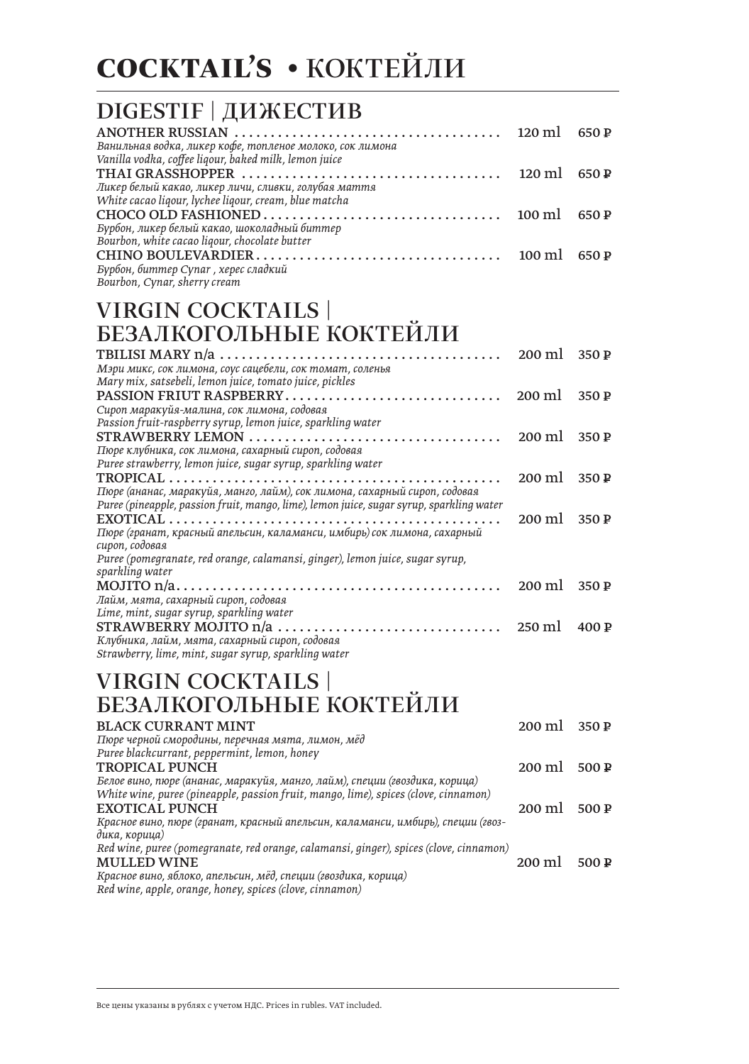# COCKTAIL'S • КОКТЕЙЛИ

## DIGESTIF | ДИЖЕСТИВ

**ANOTHER RUSSIAN** ..................................... 120 ml 650 ₽
*Ванильная водка, ликер кофе, топленое молоко, сок лимона*
*Vanilla vodka, coffee liqour, baked milk, lemon juice*

**THAI GRASSHOPPER** .................................... 120 ml 650 ₽
*Ликер белый какао, ликер личи, сливки, голубая маття*
*White cacao liqour, lychee liqour, cream, blue matcha*

**CHOCO OLD FASHIONED** ................................. 100 ml 650 ₽
*Бурбон, ликер белый какао, шоколадный биттер*
*Bourbon, white cacao liqour, chocolate butter*

**CHINO BOULEVARDIER** .................................. 100 ml 650 ₽
*Бурбон, биттер Cynar , херес сладкий*
*Bourbon, Cynar, sherry cream*

## VIRGIN COCKTAILS | БЕЗАЛКОГОЛЬНЫЕ КОКТЕЙЛИ

**TBILISI MARY n/a** ....................................... 200 ml 350 ₽
*Мэри микс, сок лимона, соус сацебели, сок томат, соленья*
*Mary mix, satsebeli, lemon juice, tomato juice, pickles*

**PASSION FRIUT RASPBERRY** .............................. 200 ml 350 ₽
*Сироп маракуйя-малина, сок лимона, содовая*
*Passion fruit-raspberry syrup, lemon juice, sparkling water*

**STRAWBERRY LEMON** ..................................... 200 ml 350 ₽
*Пюре клубника, сок лимона, сахарный сироп, содовая*
*Puree strawberry, lemon juice, sugar syrup, sparkling water*

**TROPICAL** .............................................. 200 ml 350 ₽
*Пюре (ананас, маракуйя, манго, лайм), сок лимона, сахарный сироп, содовая*
*Puree (pineapple, passion fruit, mango, lime), lemon juice, sugar syrup, sparkling water*

**EXOTICAL** .............................................. 200 ml 350 ₽
*Пюре (гранат, красный апельсин, каламанси, имбирь) сок лимона, сахарный сироп, содовая*
*Puree (pomegranate, red orange, calamansi, ginger), lemon juice, sugar syrup, sparkling water*

**MOJITO n/a** ............................................. 200 ml 350 ₽
*Лайм, мята, сахарный сироп, содовая*
*Lime, mint, sugar syrup, sparkling water*

**STRAWBERRY MOJITO n/a** ................................ 250 ml 400 ₽
*Клубника, лайм, мята, сахарный сироп, содовая*
*Strawberry, lime, mint, sugar syrup, sparkling water*

## VIRGIN COCKTAILS | БЕЗАЛКОГОЛЬНЫЕ КОКТЕЙЛИ

**BLACK CURRANT MINT** 200 ml 350 ₽
*Пюре черной смородины, перечная мята, лимон, мёд*
*Puree blackcurrant, peppermint, lemon, honey*

**TROPICAL PUNCH** 200 ml 500 ₽
*Белое вино, пюре (ананас, маракуйя, манго, лайм), специи (гвоздика, корица)*
*White wine, puree (pineapple, passion fruit, mango, lime), spices (clove, cinnamon)*

**EXOTICAL PUNCH** 200 ml 500 ₽
*Красное вино, пюре (гранат, красный апельсин, каламанси, имбирь), специи (гвоздика, корица)*
*Red wine, puree (pomegranate, red orange, calamansi, ginger), spices (clove, cinnamon)*

**MULLED WINE** 200 ml 500 ₽
*Красное вино, яблоко, апельсин, мёд, специи (гвоздика, корица)*
*Red wine, apple, orange, honey, spices (clove, cinnamon)*

Все цены указаны в рублях с учетом НДС. Prices in rubles. VAT included.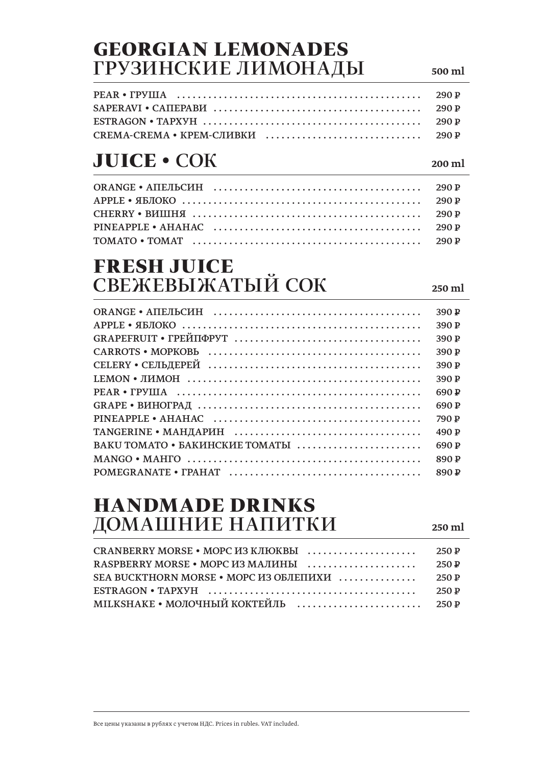## GEORGIAN LEMONADES
## ГРУЗИНСКИЕ ЛИМОНАДЫ

**500 ml**

| Item | Price |
|---|---|
| PEAR • ГРУША | 290 ₽ |
| SAPERAVI • САПЕРАВИ | 290 ₽ |
| ESTRAGON • ТАРХУН | 290 ₽ |
| CREMA-CREMA • КРЕМ-СЛИВКИ | 290 ₽ |

## JUICE • СОК

**200 ml**

| Item | Price |
|---|---|
| ORANGE • АПЕЛЬСИН | 290 ₽ |
| APPLE • ЯБЛОКО | 290 ₽ |
| CHERRY • ВИШНЯ | 290 ₽ |
| PINEAPPLE • АНАНАС | 290 ₽ |
| TOMATO • ТОМАТ | 290 ₽ |

## FRESH JUICE
## СВЕЖЕВЫЖАТЫЙ СОК

**250 ml**

| Item | Price |
|---|---|
| ORANGE • АПЕЛЬСИН | 390 ₽ |
| APPLE • ЯБЛОКО | 390 ₽ |
| GRAPEFRUIT • ГРЕЙПФРУТ | 390 ₽ |
| CARROTS • МОРКОВЬ | 390 ₽ |
| CELERY • СЕЛЬДЕРЕЙ | 390 ₽ |
| LEMON • ЛИМОН | 390 ₽ |
| PEAR • ГРУША | 690 ₽ |
| GRAPE • ВИНОГРАД | 690 ₽ |
| PINEAPPLE • АНАНАС | 790 ₽ |
| TANGERINE • МАНДАРИН | 490 ₽ |
| BAKU TOMATO • БАКИНСКИЕ ТОМАТЫ | 690 ₽ |
| MANGO • МАНГО | 890 ₽ |
| POMEGRANATE • ГРАНАТ | 890 ₽ |

## HANDMADE DRINKS
## ДОМАШНИЕ НАПИТКИ

**250 ml**

| Item | Price |
|---|---|
| CRANBERRY MORSE • МОРС ИЗ КЛЮКВЫ | 250 ₽ |
| RASPBERRY MORSE • МОРС ИЗ МАЛИНЫ | 250 ₽ |
| SEA BUCKTHORN MORSE • МОРС ИЗ ОБЛЕПИХИ | 250 ₽ |
| ESTRAGON • ТАРХУН | 250 ₽ |
| MILKSHAKE • МОЛОЧНЫЙ КОКТЕЙЛЬ | 250 ₽ |

Все цены указаны в рублях с учетом НДС. Prices in rubles. VAT included.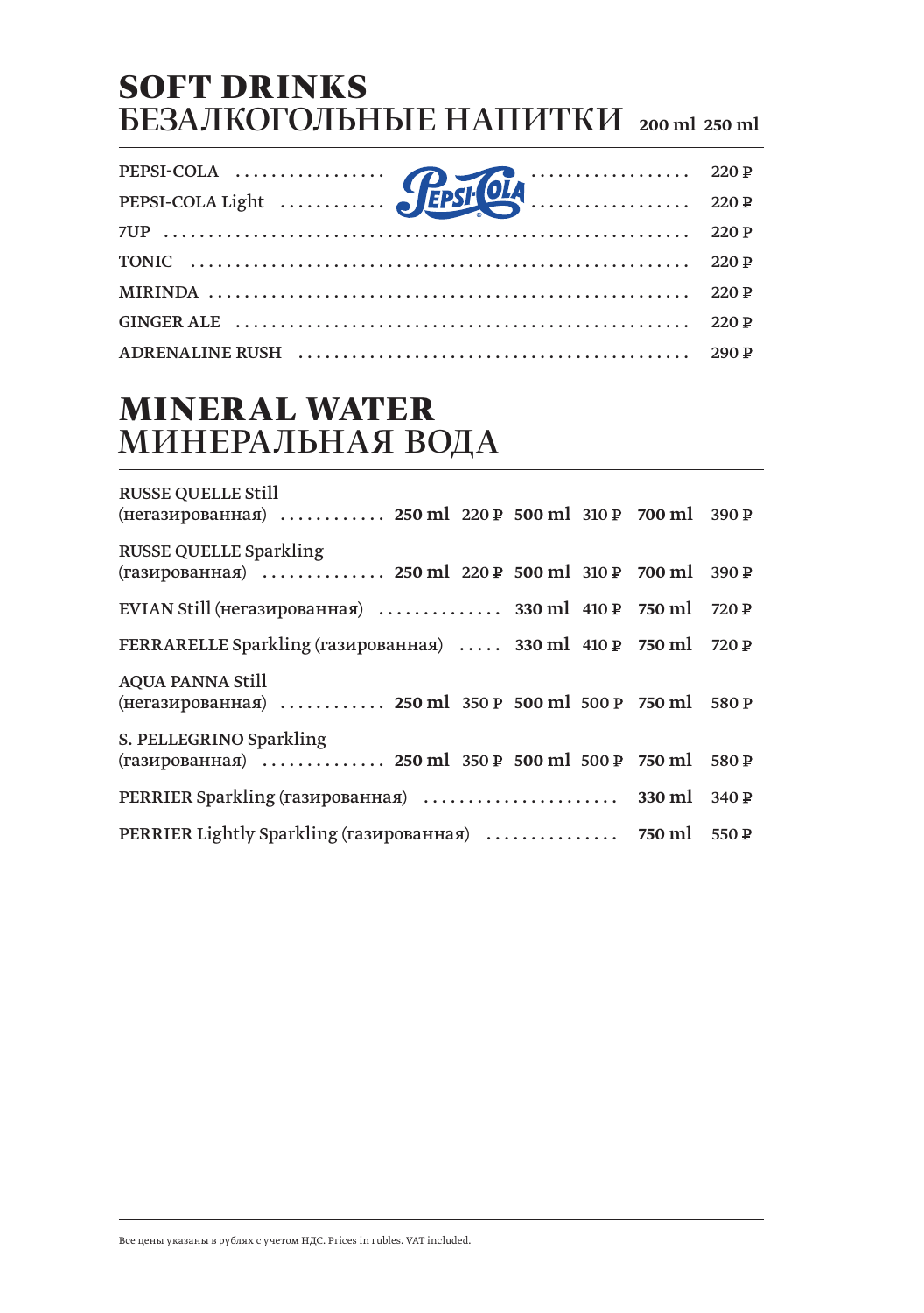# SOFT DRINKS
# БЕЗАЛКОГОЛЬНЫЕ НАПИТКИ 200 ml 250 ml

| | |
|---|---|
| PEPSI-COLA | 220 ₽ |
| PEPSI-COLA Light | 220 ₽ |
| 7UP | 220 ₽ |
| TONIC | 220 ₽ |
| MIRINDA | 220 ₽ |
| GINGER ALE | 220 ₽ |
| ADRENALINE RUSH | 290 ₽ |

# MINERAL WATER
# МИНЕРАЛЬНАЯ ВОДА

| | | | | | | |
|---|---|---|---|---|---|---|
| RUSSE QUELLE Still (негазированная) | 250 ml | 220 ₽ | 500 ml | 310 ₽ | 700 ml | 390 ₽ |
| RUSSE QUELLE Sparkling (газированная) | 250 ml | 220 ₽ | 500 ml | 310 ₽ | 700 ml | 390 ₽ |
| EVIAN Still (негазированная) | | | 330 ml | 410 ₽ | 750 ml | 720 ₽ |
| FERRARELLE Sparkling (газированная) | | | 330 ml | 410 ₽ | 750 ml | 720 ₽ |
| AQUA PANNA Still (негазированная) | 250 ml | 350 ₽ | 500 ml | 500 ₽ | 750 ml | 580 ₽ |
| S. PELLEGRINO Sparkling (газированная) | 250 ml | 350 ₽ | 500 ml | 500 ₽ | 750 ml | 580 ₽ |
| PERRIER Sparkling (газированная) | | | | | 330 ml | 340 ₽ |
| PERRIER Lightly Sparkling (газированная) | | | | | 750 ml | 550 ₽ |

Все цены указаны в рублях с учетом НДС. Prices in rubles. VAT included.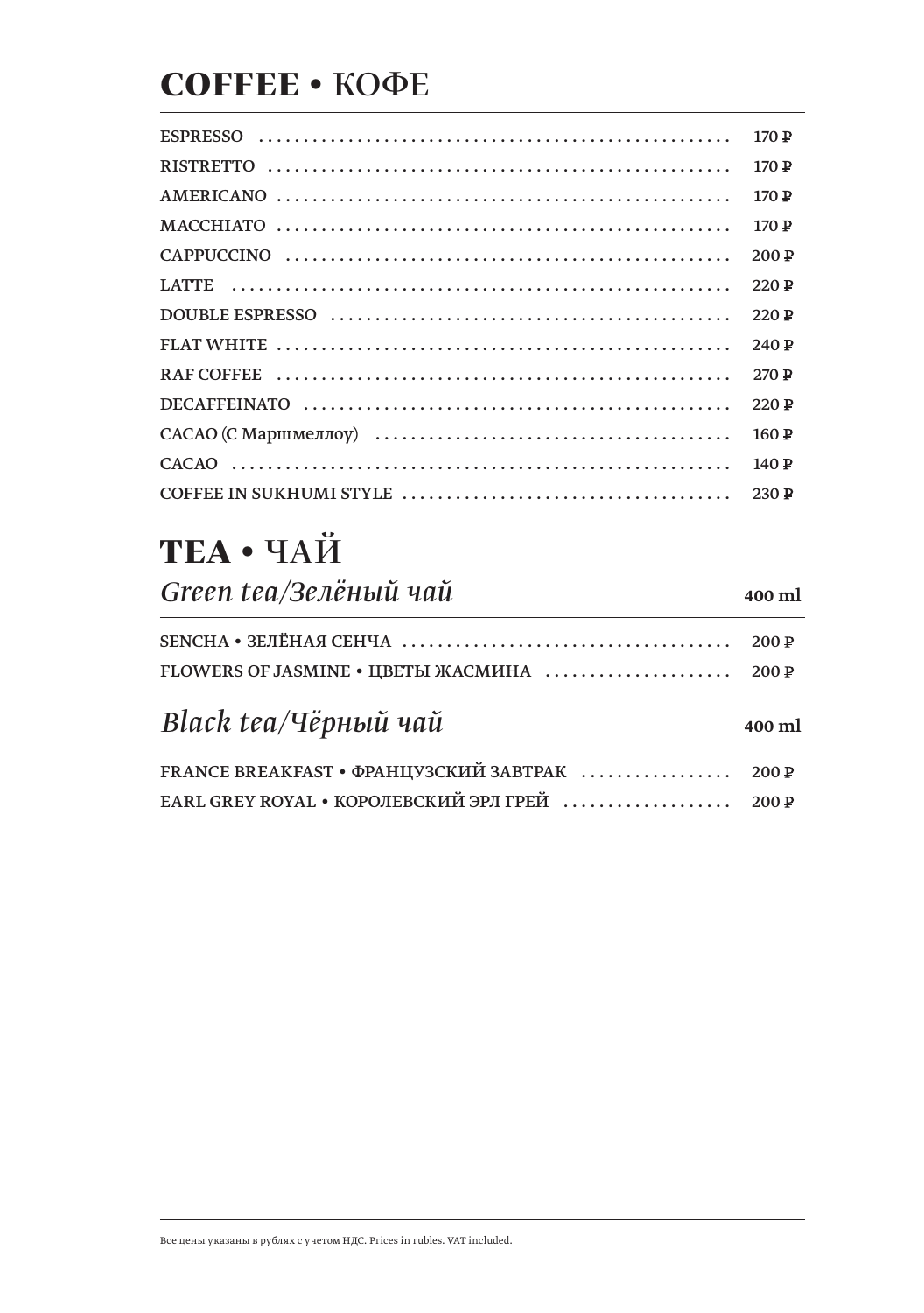# **COFFEE** • КОФЕ

| | |
|---|---|
| ESPRESSO | 170 ₽ |
| RISTRETTO | 170 ₽ |
| AMERICANO | 170 ₽ |
| MACCHIATO | 170 ₽ |
| CAPPUCCINO | 200 ₽ |
| LATTE | 220 ₽ |
| DOUBLE ESPRESSO | 220 ₽ |
| FLAT WHITE | 240 ₽ |
| RAF COFFEE | 270 ₽ |
| DECAFFEINATO | 220 ₽ |
| CACAO (С Маршмеллоу) | 160 ₽ |
| CACAO | 140 ₽ |
| COFFEE IN SUKHUMI STYLE | 230 ₽ |

# **TEA** • ЧАЙ

## *Green tea/Зелёный чай* — 400 ml

| | |
|---|---|
| SENCHA • ЗЕЛЁНАЯ СЕНЧА | 200 ₽ |
| FLOWERS OF JASMINE • ЦВЕТЫ ЖАСМИНА | 200 ₽ |

## *Black tea/Чёрный чай* — 400 ml

| | |
|---|---|
| FRANCE BREAKFAST • ФРАНЦУЗСКИЙ ЗАВТРАК | 200 ₽ |
| EARL GREY ROYAL • КОРОЛЕВСКИЙ ЭРЛ ГРЕЙ | 200 ₽ |

Все цены указаны в рублях с учетом НДС. Prices in rubles. VAT included.